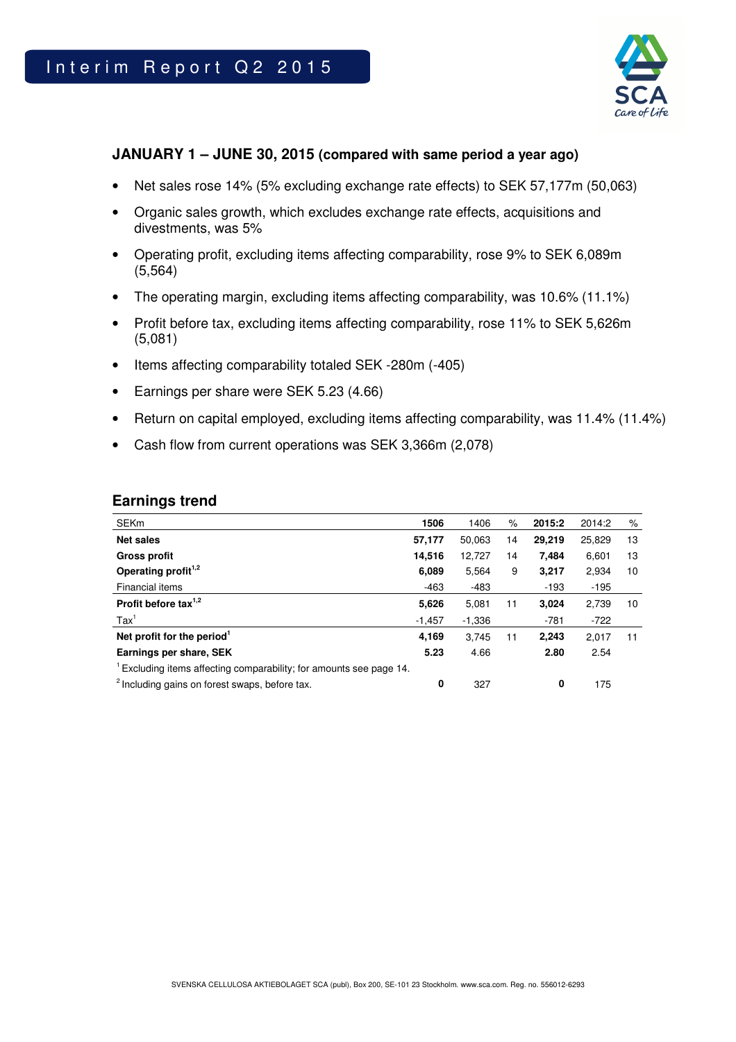# Interim Report Q2 2015

### JANUARY 1 – JUNE 30, 2015 (compared with same period a year ago)

- Net sales rose 14% (5% excluding exchange rate effects) to SEK 57,177m (50,063)
- Organic sales growth, which excludes exchange rate effects, acquisitions and divestments, was 5%
- Operating profit, excluding items affecting comparability, rose 9% to SEK 6,089m (5,564)
- The operating margin, excluding items affecting comparability, was 10.6% (11.1%)
- Profit before tax, excluding items affecting comparability, rose 11% to SEK 5,626m (5,081)
- Items affecting comparability totaled SEK -280m (-405)
- Earnings per share were SEK 5.23 (4.66)
- Return on capital employed, excluding items affecting comparability, was 11.4% (11.4%)
- Cash flow from current operations was SEK 3,366m (2,078)

## Earnings trend

| SEKm | 1506 | 1406 | % | 2015:2 | 2014:2 | % |
|---|---|---|---|---|---|---|
| **Net sales** | **57,177** | 50,063 | 14 | **29,219** | 25,829 | 13 |
| **Gross profit** | **14,516** | 12,727 | 14 | **7,484** | 6,601 | 13 |
| **Operating profit**[1,2] | **6,089** | 5,564 | 9 | **3,217** | 2,934 | 10 |
| Financial items | -463 | -483 | | -193 | -195 | |
| **Profit before tax**[1,2] | **5,626** | 5,081 | 11 | **3,024** | 2,739 | 10 |
| Tax[1] | -1,457 | -1,336 | | -781 | -722 | |
| **Net profit for the period**[1] | **4,169** | 3,745 | 11 | **2,243** | 2,017 | 11 |
| **Earnings per share, SEK** | **5.23** | 4.66 | | **2.80** | 2.54 | |
| [1] Excluding items affecting comparability; for amounts see page 14. | | | | | | |
| [2] Including gains on forest swaps, before tax. | **0** | 327 | | **0** | 175 | |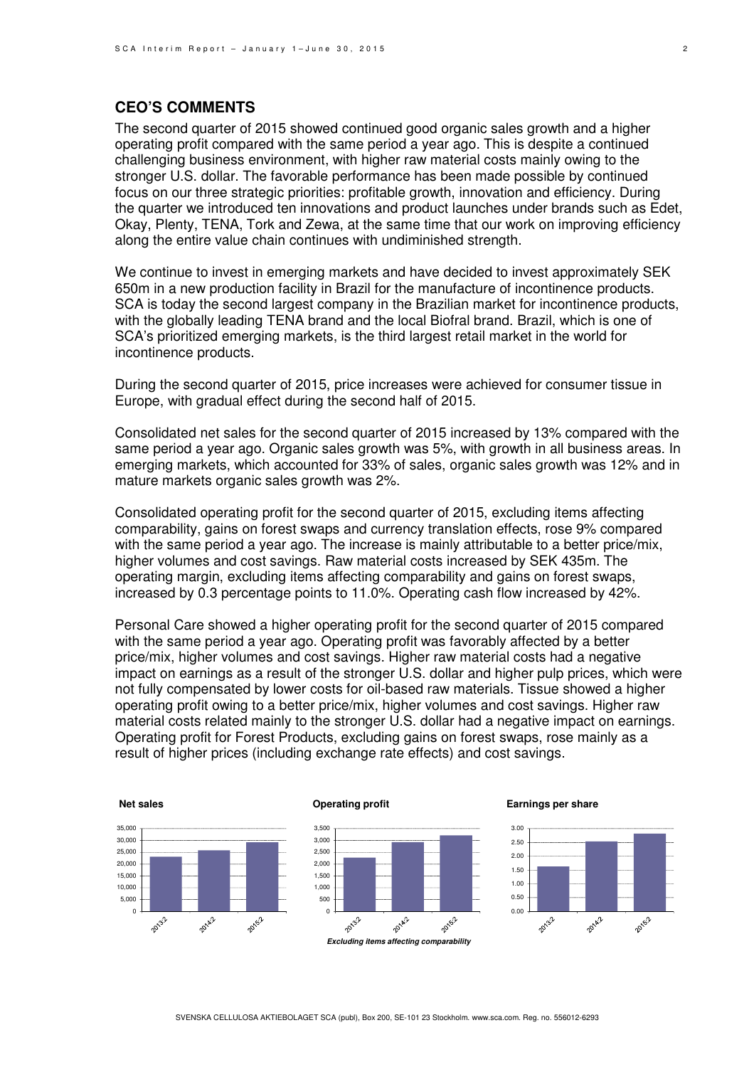## CEO'S COMMENTS

The second quarter of 2015 showed continued good organic sales growth and a higher operating profit compared with the same period a year ago. This is despite a continued challenging business environment, with higher raw material costs mainly owing to the stronger U.S. dollar. The favorable performance has been made possible by continued focus on our three strategic priorities: profitable growth, innovation and efficiency. During the quarter we introduced ten innovations and product launches under brands such as Edet, Okay, Plenty, TENA, Tork and Zewa, at the same time that our work on improving efficiency along the entire value chain continues with undiminished strength.

We continue to invest in emerging markets and have decided to invest approximately SEK 650m in a new production facility in Brazil for the manufacture of incontinence products. SCA is today the second largest company in the Brazilian market for incontinence products, with the globally leading TENA brand and the local Biofral brand. Brazil, which is one of SCA's prioritized emerging markets, is the third largest retail market in the world for incontinence products.

During the second quarter of 2015, price increases were achieved for consumer tissue in Europe, with gradual effect during the second half of 2015.

Consolidated net sales for the second quarter of 2015 increased by 13% compared with the same period a year ago. Organic sales growth was 5%, with growth in all business areas. In emerging markets, which accounted for 33% of sales, organic sales growth was 12% and in mature markets organic sales growth was 2%.

Consolidated operating profit for the second quarter of 2015, excluding items affecting comparability, gains on forest swaps and currency translation effects, rose 9% compared with the same period a year ago. The increase is mainly attributable to a better price/mix, higher volumes and cost savings. Raw material costs increased by SEK 435m. The operating margin, excluding items affecting comparability and gains on forest swaps, increased by 0.3 percentage points to 11.0%. Operating cash flow increased by 42%.

Personal Care showed a higher operating profit for the second quarter of 2015 compared with the same period a year ago. Operating profit was favorably affected by a better price/mix, higher volumes and cost savings. Higher raw material costs had a negative impact on earnings as a result of the stronger U.S. dollar and higher pulp prices, which were not fully compensated by lower costs for oil-based raw materials. Tissue showed a higher operating profit owing to a better price/mix, higher volumes and cost savings. Higher raw material costs related mainly to the stronger U.S. dollar had a negative impact on earnings. Operating profit for Forest Products, excluding gains on forest swaps, rose mainly as a result of higher prices (including exchange rate effects) and cost savings.

**Net sales** | **Operating profit** | **Earnings per share**

*Excluding items affecting comparability*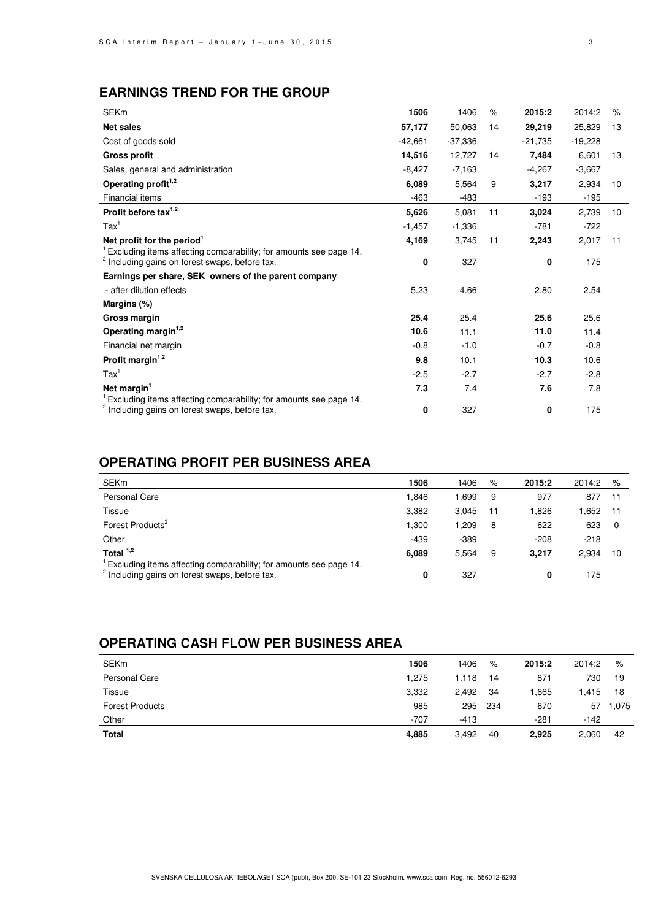## EARNINGS TREND FOR THE GROUP

| SEKm | **1506** | 1406 | % | **2015:2** | 2014:2 | % |
|---|---|---|---|---|---|---|
| **Net sales** | **57,177** | 50,063 | 14 | **29,219** | 25,829 | 13 |
| Cost of goods sold | -42,661 | -37,336 | | -21,735 | -19,228 | |
| **Gross profit** | **14,516** | 12,727 | 14 | **7,484** | 6,601 | 13 |
| Sales, general and administration | -8,427 | -7,163 | | -4,267 | -3,667 | |
| **Operating profit[1,2]** | **6,089** | 5,564 | 9 | **3,217** | 2,934 | 10 |
| Financial items | -463 | -483 | | -193 | -195 | |
| **Profit before tax[1,2]** | **5,626** | 5,081 | 11 | **3,024** | 2,739 | 10 |
| Tax[1] | -1,457 | -1,336 | | -781 | -722 | |
| **Net profit for the period[1]** | **4,169** | 3,745 | 11 | **2,243** | 2,017 | 11 |
| [1] Excluding items affecting comparability; for amounts see page 14. [2] Including gains on forest swaps, before tax. | **0** | 327 | | **0** | 175 | |
| **Earnings per share, SEK owners of the parent company** | | | | | | |
| - after dilution effects | 5.23 | 4.66 | | 2.80 | 2.54 | |
| **Margins (%)** | | | | | | |
| **Gross margin** | **25.4** | 25.4 | | **25.6** | 25.6 | |
| **Operating margin[1,2]** | **10.6** | 11.1 | | **11.0** | 11.4 | |
| Financial net margin | -0.8 | -1.0 | | -0.7 | -0.8 | |
| **Profit margin[1,2]** | **9.8** | 10.1 | | **10.3** | 10.6 | |
| Tax[1] | -2.5 | -2.7 | | -2.7 | -2.8 | |
| **Net margin[1]** | **7.3** | 7.4 | | **7.6** | 7.8 | |
| [1] Excluding items affecting comparability; for amounts see page 14. [2] Including gains on forest swaps, before tax. | **0** | 327 | | **0** | 175 | |

## OPERATING PROFIT PER BUSINESS AREA

| SEKm | **1506** | 1406 | % | **2015:2** | 2014:2 | % |
|---|---|---|---|---|---|---|
| Personal Care | 1,846 | 1,699 | 9 | 977 | 877 | 11 |
| Tissue | 3,382 | 3,045 | 11 | 1,826 | 1,652 | 11 |
| Forest Products[2] | 1,300 | 1,209 | 8 | 622 | 623 | 0 |
| Other | -439 | -389 | | -208 | -218 | |
| **Total [1,2]** | **6,089** | 5,564 | 9 | **3,217** | 2,934 | 10 |
| [1] Excluding items affecting comparability; for amounts see page 14. [2] Including gains on forest swaps, before tax. | **0** | 327 | | **0** | 175 | |

## OPERATING CASH FLOW PER BUSINESS AREA

| SEKm | **1506** | 1406 | % | **2015:2** | 2014:2 | % |
|---|---|---|---|---|---|---|
| Personal Care | 1,275 | 1,118 | 14 | 871 | 730 | 19 |
| Tissue | 3,332 | 2,492 | 34 | 1,665 | 1,415 | 18 |
| Forest Products | 985 | 295 | 234 | 670 | 57 | 1,075 |
| Other | -707 | -413 | | -281 | -142 | |
| **Total** | **4,885** | 3,492 | 40 | **2,925** | 2,060 | 42 |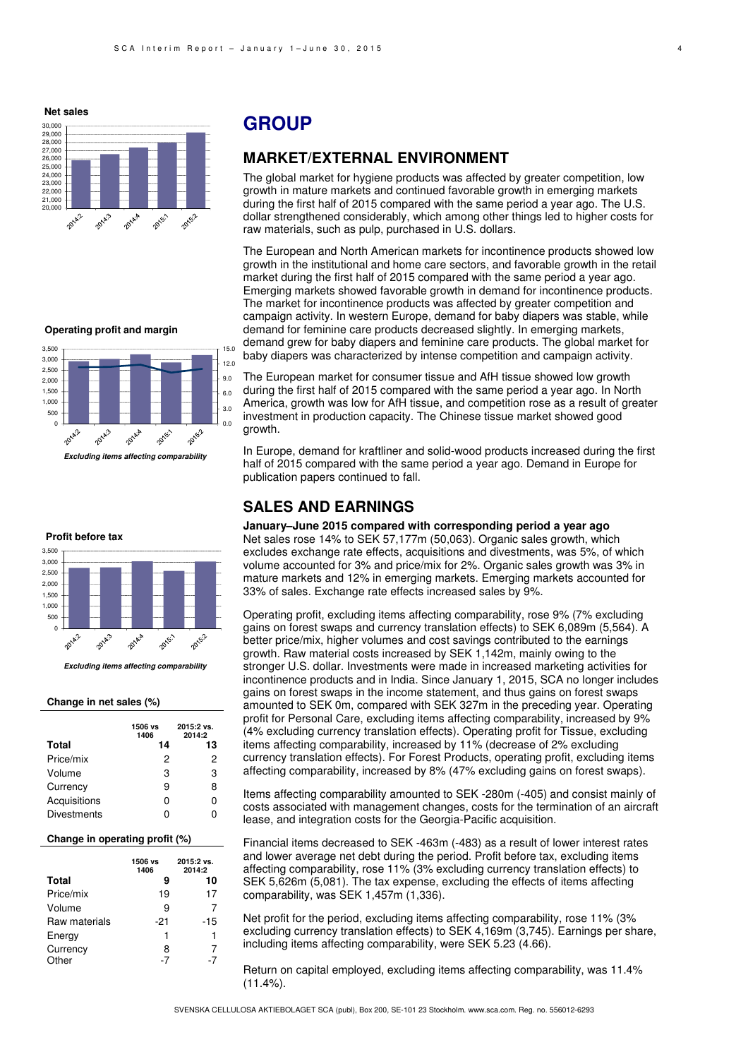**Net sales**

**Operating profit and margin**

*Excluding items affecting comparability*

**Profit before tax**

*Excluding items affecting comparability*

**Change in net sales (%)**

| | 1506 vs 1406 | 2015:2 vs. 2014:2 |
|---|---|---|
| **Total** | **14** | **13** |
| Price/mix | 2 | 2 |
| Volume | 3 | 3 |
| Currency | 9 | 8 |
| Acquisitions | 0 | 0 |
| Divestments | 0 | 0 |

**Change in operating profit (%)**

| | 1506 vs 1406 | 2015:2 vs. 2014:2 |
|---|---|---|
| **Total** | **9** | **10** |
| Price/mix | 19 | 17 |
| Volume | 9 | 7 |
| Raw materials | -21 | -15 |
| Energy | 1 | 1 |
| Currency | 8 | 7 |
| Other | -7 | -7 |

# GROUP

## MARKET/EXTERNAL ENVIRONMENT

The global market for hygiene products was affected by greater competition, low growth in mature markets and continued favorable growth in emerging markets during the first half of 2015 compared with the same period a year ago. The U.S. dollar strengthened considerably, which among other things led to higher costs for raw materials, such as pulp, purchased in U.S. dollars.

The European and North American markets for incontinence products showed low growth in the institutional and home care sectors, and favorable growth in the retail market during the first half of 2015 compared with the same period a year ago. Emerging markets showed favorable growth in demand for incontinence products. The market for incontinence products was affected by greater competition and campaign activity. In western Europe, demand for baby diapers was stable, while demand for feminine care products decreased slightly. In emerging markets, demand grew for baby diapers and feminine care products. The global market for baby diapers was characterized by intense competition and campaign activity.

The European market for consumer tissue and AfH tissue showed low growth during the first half of 2015 compared with the same period a year ago. In North America, growth was low for AfH tissue, and competition rose as a result of greater investment in production capacity. The Chinese tissue market showed good growth.

In Europe, demand for kraftliner and solid-wood products increased during the first half of 2015 compared with the same period a year ago. Demand in Europe for publication papers continued to fall.

## SALES AND EARNINGS

**January–June 2015 compared with corresponding period a year ago**

Net sales rose 14% to SEK 57,177m (50,063). Organic sales growth, which excludes exchange rate effects, acquisitions and divestments, was 5%, of which volume accounted for 3% and price/mix for 2%. Organic sales growth was 3% in mature markets and 12% in emerging markets. Emerging markets accounted for 33% of sales. Exchange rate effects increased sales by 9%.

Operating profit, excluding items affecting comparability, rose 9% (7% excluding gains on forest swaps and currency translation effects) to SEK 6,089m (5,564). A better price/mix, higher volumes and cost savings contributed to the earnings growth. Raw material costs increased by SEK 1,142m, mainly owing to the stronger U.S. dollar. Investments were made in increased marketing activities for incontinence products and in India. Since January 1, 2015, SCA no longer includes gains on forest swaps in the income statement, and thus gains on forest swaps amounted to SEK 0m, compared with SEK 327m in the preceding year. Operating profit for Personal Care, excluding items affecting comparability, increased by 9% (4% excluding currency translation effects). Operating profit for Tissue, excluding items affecting comparability, increased by 11% (decrease of 2% excluding currency translation effects). For Forest Products, operating profit, excluding items affecting comparability, increased by 8% (47% excluding gains on forest swaps).

Items affecting comparability amounted to SEK -280m (-405) and consist mainly of costs associated with management changes, costs for the termination of an aircraft lease, and integration costs for the Georgia-Pacific acquisition.

Financial items decreased to SEK -463m (-483) as a result of lower interest rates and lower average net debt during the period. Profit before tax, excluding items affecting comparability, rose 11% (3% excluding currency translation effects) to SEK 5,626m (5,081). The tax expense, excluding the effects of items affecting comparability, was SEK 1,457m (1,336).

Net profit for the period, excluding items affecting comparability, rose 11% (3% excluding currency translation effects) to SEK 4,169m (3,745). Earnings per share, including items affecting comparability, were SEK 5.23 (4.66).

Return on capital employed, excluding items affecting comparability, was 11.4% (11.4%).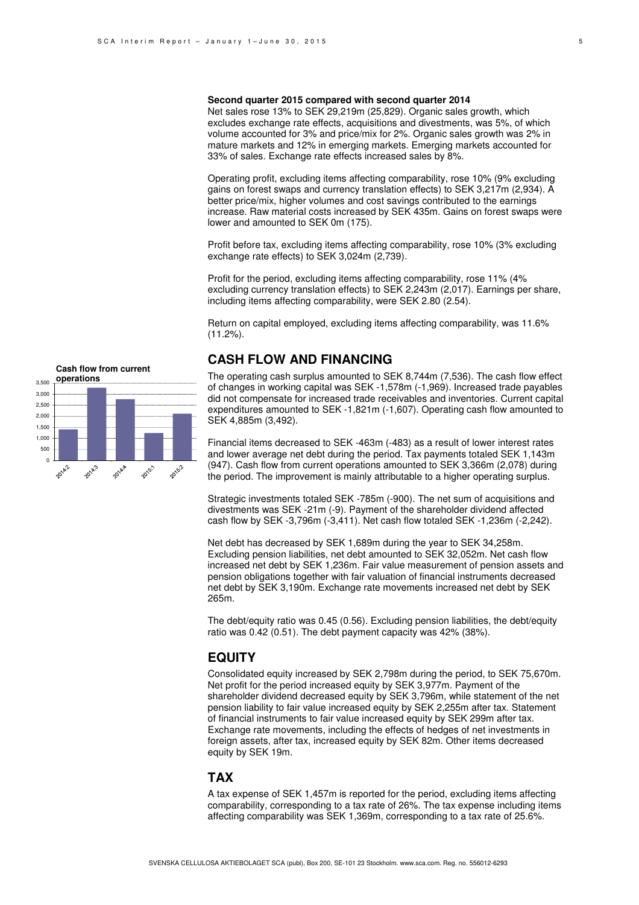**Second quarter 2015 compared with second quarter 2014**

Net sales rose 13% to SEK 29,219m (25,829). Organic sales growth, which excludes exchange rate effects, acquisitions and divestments, was 5%, of which volume accounted for 3% and price/mix for 2%. Organic sales growth was 2% in mature markets and 12% in emerging markets. Emerging markets accounted for 33% of sales. Exchange rate effects increased sales by 8%.

Operating profit, excluding items affecting comparability, rose 10% (9% excluding gains on forest swaps and currency translation effects) to SEK 3,217m (2,934). A better price/mix, higher volumes and cost savings contributed to the earnings increase. Raw material costs increased by SEK 435m. Gains on forest swaps were lower and amounted to SEK 0m (175).

Profit before tax, excluding items affecting comparability, rose 10% (3% excluding exchange rate effects) to SEK 3,024m (2,739).

Profit for the period, excluding items affecting comparability, rose 11% (4% excluding currency translation effects) to SEK 2,243m (2,017). Earnings per share, including items affecting comparability, were SEK 2.80 (2.54).

Return on capital employed, excluding items affecting comparability, was 11.6% (11.2%).

## CASH FLOW AND FINANCING

**Cash flow from current operations**

| Quarter | 2014:2 | 2014:3 | 2014:4 | 2015:1 | 2015:2 |
|---|---|---|---|---|---|
| SEK m (approx.) | 1,400 | 3,300 | 2,750 | 1,250 | 2,100 |

The operating cash surplus amounted to SEK 8,744m (7,536). The cash flow effect of changes in working capital was SEK -1,578m (-1,969). Increased trade payables did not compensate for increased trade receivables and inventories. Current capital expenditures amounted to SEK -1,821m (-1,607). Operating cash flow amounted to SEK 4,885m (3,492).

Financial items decreased to SEK -463m (-483) as a result of lower interest rates and lower average net debt during the period. Tax payments totaled SEK 1,143m (947). Cash flow from current operations amounted to SEK 3,366m (2,078) during the period. The improvement is mainly attributable to a higher operating surplus.

Strategic investments totaled SEK -785m (-900). The net sum of acquisitions and divestments was SEK -21m (-9). Payment of the shareholder dividend affected cash flow by SEK -3,796m (-3,411). Net cash flow totaled SEK -1,236m (-2,242).

Net debt has decreased by SEK 1,689m during the year to SEK 34,258m. Excluding pension liabilities, net debt amounted to SEK 32,052m. Net cash flow increased net debt by SEK 1,236m. Fair value measurement of pension assets and pension obligations together with fair valuation of financial instruments decreased net debt by SEK 3,190m. Exchange rate movements increased net debt by SEK 265m.

The debt/equity ratio was 0.45 (0.56). Excluding pension liabilities, the debt/equity ratio was 0.42 (0.51). The debt payment capacity was 42% (38%).

## EQUITY

Consolidated equity increased by SEK 2,798m during the period, to SEK 75,670m. Net profit for the period increased equity by SEK 3,977m. Payment of the shareholder dividend decreased equity by SEK 3,796m, while statement of the net pension liability to fair value increased equity by SEK 2,255m after tax. Statement of financial instruments to fair value increased equity by SEK 299m after tax. Exchange rate movements, including the effects of hedges of net investments in foreign assets, after tax, increased equity by SEK 82m. Other items decreased equity by SEK 19m.

## TAX

A tax expense of SEK 1,457m is reported for the period, excluding items affecting comparability, corresponding to a tax rate of 26%. The tax expense including items affecting comparability was SEK 1,369m, corresponding to a tax rate of 25.6%.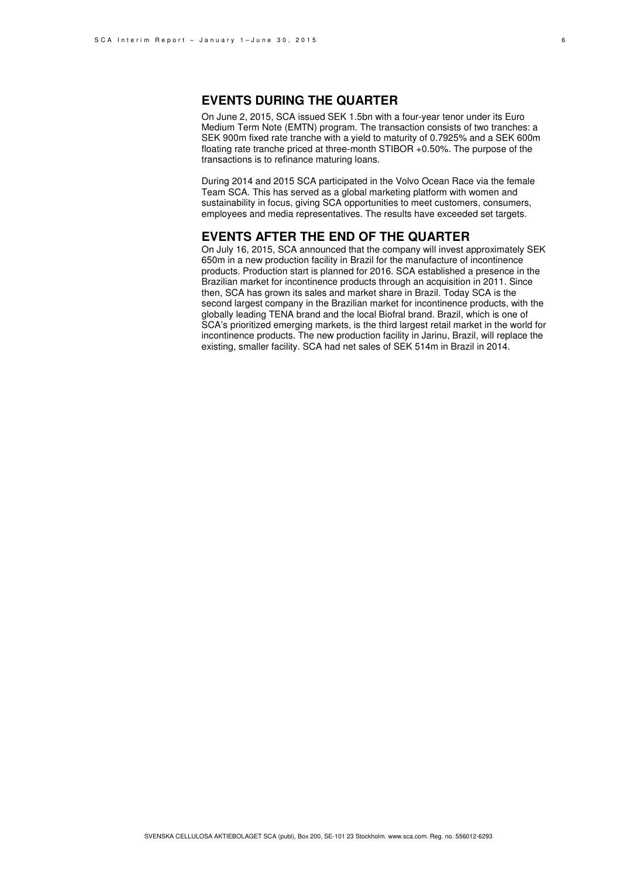## EVENTS DURING THE QUARTER

On June 2, 2015, SCA issued SEK 1.5bn with a four-year tenor under its Euro Medium Term Note (EMTN) program. The transaction consists of two tranches: a SEK 900m fixed rate tranche with a yield to maturity of 0.7925% and a SEK 600m floating rate tranche priced at three-month STIBOR +0.50%. The purpose of the transactions is to refinance maturing loans.

During 2014 and 2015 SCA participated in the Volvo Ocean Race via the female Team SCA. This has served as a global marketing platform with women and sustainability in focus, giving SCA opportunities to meet customers, consumers, employees and media representatives. The results have exceeded set targets.

## EVENTS AFTER THE END OF THE QUARTER

On July 16, 2015, SCA announced that the company will invest approximately SEK 650m in a new production facility in Brazil for the manufacture of incontinence products. Production start is planned for 2016. SCA established a presence in the Brazilian market for incontinence products through an acquisition in 2011. Since then, SCA has grown its sales and market share in Brazil. Today SCA is the second largest company in the Brazilian market for incontinence products, with the globally leading TENA brand and the local Biofral brand. Brazil, which is one of SCA's prioritized emerging markets, is the third largest retail market in the world for incontinence products. The new production facility in Jarinu, Brazil, will replace the existing, smaller facility. SCA had net sales of SEK 514m in Brazil in 2014.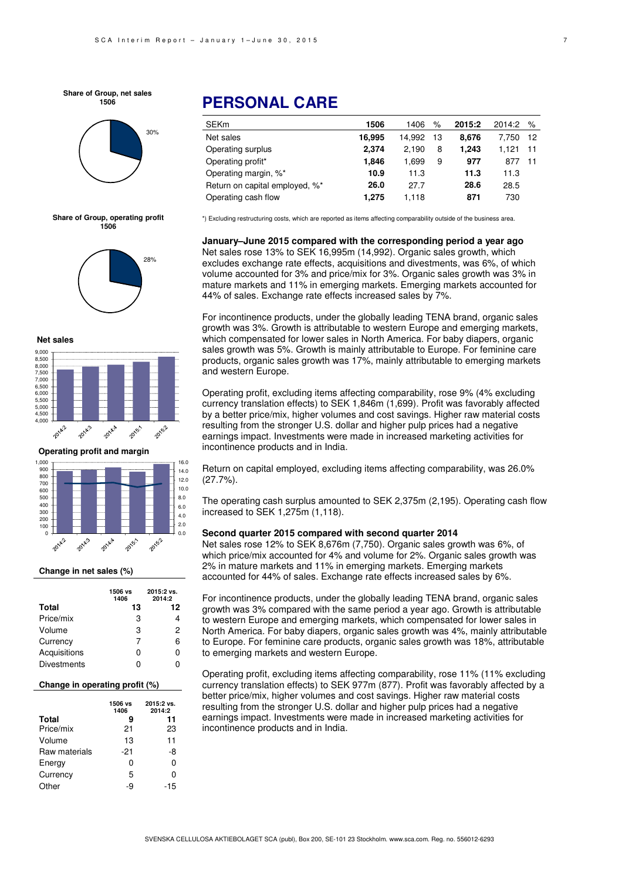Share of Group, net sales 1506

30%

Share of Group, operating profit 1506

28%

Net sales

Operating profit and margin

# PERSONAL CARE

| SEKm | 1506 | 1406 | % | 2015:2 | 2014:2 | % |
|---|---|---|---|---|---|---|
| Net sales | **16,995** | 14,992 | 13 | **8,676** | 7,750 | 12 |
| Operating surplus | **2,374** | 2,190 | 8 | **1,243** | 1,121 | 11 |
| Operating profit* | **1,846** | 1,699 | 9 | **977** | 877 | 11 |
| Operating margin, %* | **10.9** | 11.3 | | **11.3** | 11.3 | |
| Return on capital employed, %* | **26.0** | 27.7 | | **28.6** | 28.5 | |
| Operating cash flow | **1,275** | 1,118 | | **871** | 730 | |

*) Excluding restructuring costs, which are reported as items affecting comparability outside of the business area.

**January–June 2015 compared with the corresponding period a year ago**
Net sales rose 13% to SEK 16,995m (14,992). Organic sales growth, which excludes exchange rate effects, acquisitions and divestments, was 6%, of which volume accounted for 3% and price/mix for 3%. Organic sales growth was 3% in mature markets and 11% in emerging markets. Emerging markets accounted for 44% of sales. Exchange rate effects increased sales by 7%.

For incontinence products, under the globally leading TENA brand, organic sales growth was 3%. Growth is attributable to western Europe and emerging markets, which compensated for lower sales in North America. For baby diapers, organic sales growth was 5%. Growth is mainly attributable to Europe. For feminine care products, organic sales growth was 17%, mainly attributable to emerging markets and western Europe.

Operating profit, excluding items affecting comparability, rose 9% (4% excluding currency translation effects) to SEK 1,846m (1,699). Profit was favorably affected by a better price/mix, higher volumes and cost savings. Higher raw material costs resulting from the stronger U.S. dollar and higher pulp prices had a negative earnings impact. Investments were made in increased marketing activities for incontinence products and in India.

Return on capital employed, excluding items affecting comparability, was 26.0% (27.7%).

The operating cash surplus amounted to SEK 2,375m (2,195). Operating cash flow increased to SEK 1,275m (1,118).

**Second quarter 2015 compared with second quarter 2014**
Net sales rose 12% to SEK 8,676m (7,750). Organic sales growth was 6%, of which price/mix accounted for 4% and volume for 2%. Organic sales growth was 2% in mature markets and 11% in emerging markets. Emerging markets accounted for 44% of sales. Exchange rate effects increased sales by 6%.

For incontinence products, under the globally leading TENA brand, organic sales growth was 3% compared with the same period a year ago. Growth is attributable to western Europe and emerging markets, which compensated for lower sales in North America. For baby diapers, organic sales growth was 4%, mainly attributable to Europe. For feminine care products, organic sales growth was 18%, attributable to emerging markets and western Europe.

Operating profit, excluding items affecting comparability, rose 11% (11% excluding currency translation effects) to SEK 977m (877). Profit was favorably affected by a better price/mix, higher volumes and cost savings. Higher raw material costs resulting from the stronger U.S. dollar and higher pulp prices had a negative earnings impact. Investments were made in increased marketing activities for incontinence products and in India.

**Change in net sales (%)**

| | 1506 vs 1406 | 2015:2 vs. 2014:2 |
|---|---|---|
| **Total** | **13** | **12** |
| Price/mix | 3 | 4 |
| Volume | 3 | 2 |
| Currency | 7 | 6 |
| Acquisitions | 0 | 0 |
| Divestments | 0 | 0 |

**Change in operating profit (%)**

| | 1506 vs 1406 | 2015:2 vs. 2014:2 |
|---|---|---|
| **Total** | **9** | **11** |
| Price/mix | 21 | 23 |
| Volume | 13 | 11 |
| Raw materials | -21 | -8 |
| Energy | 0 | 0 |
| Currency | 5 | 0 |
| Other | -9 | -15 |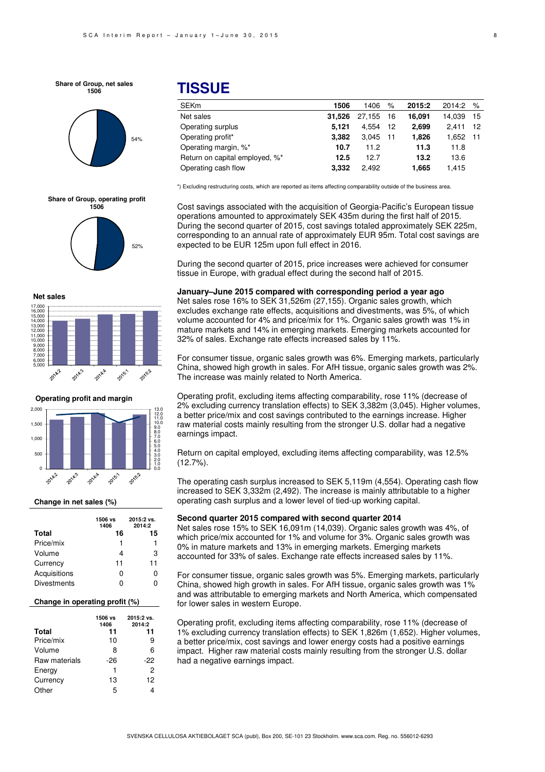# TISSUE

| SEKm | 1506 | 1406 | % | 2015:2 | 2014:2 | % |
|---|---|---|---|---|---|---|
| Net sales | **31,526** | 27,155 | 16 | **16,091** | 14,039 | 15 |
| Operating surplus | **5,121** | 4,554 | 12 | **2,699** | 2,411 | 12 |
| Operating profit* | **3,382** | 3,045 | 11 | **1,826** | 1,652 | 11 |
| Operating margin, %* | **10.7** | 11.2 | | **11.3** | 11.8 | |
| Return on capital employed, %* | **12.5** | 12.7 | | **13.2** | 13.6 | |
| Operating cash flow | **3,332** | 2,492 | | **1,665** | 1,415 | |

*) Excluding restructuring costs, which are reported as items affecting comparability outside of the business area.

**Share of Group, net sales 1506**

54%

**Share of Group, operating profit 1506**

52%

**Net sales**

**Operating profit and margin**

**Change in net sales (%)**

| | 1506 vs 1406 | 2015:2 vs. 2014:2 |
|---|---|---|
| **Total** | **16** | **15** |
| Price/mix | 1 | 1 |
| Volume | 4 | 3 |
| Currency | 11 | 11 |
| Acquisitions | 0 | 0 |
| Divestments | 0 | 0 |

**Change in operating profit (%)**

| | 1506 vs 1406 | 2015:2 vs. 2014:2 |
|---|---|---|
| **Total** | **11** | **11** |
| Price/mix | 10 | 9 |
| Volume | 8 | 6 |
| Raw materials | -26 | -22 |
| Energy | 1 | 2 |
| Currency | 13 | 12 |
| Other | 5 | 4 |

Cost savings associated with the acquisition of Georgia-Pacific's European tissue operations amounted to approximately SEK 435m during the first half of 2015. During the second quarter of 2015, cost savings totaled approximately SEK 225m, corresponding to an annual rate of approximately EUR 95m. Total cost savings are expected to be EUR 125m upon full effect in 2016.

During the second quarter of 2015, price increases were achieved for consumer tissue in Europe, with gradual effect during the second half of 2015.

**January–June 2015 compared with corresponding period a year ago**

Net sales rose 16% to SEK 31,526m (27,155). Organic sales growth, which excludes exchange rate effects, acquisitions and divestments, was 5%, of which volume accounted for 4% and price/mix for 1%. Organic sales growth was 1% in mature markets and 14% in emerging markets. Emerging markets accounted for 32% of sales. Exchange rate effects increased sales by 11%.

For consumer tissue, organic sales growth was 6%. Emerging markets, particularly China, showed high growth in sales. For AfH tissue, organic sales growth was 2%. The increase was mainly related to North America.

Operating profit, excluding items affecting comparability, rose 11% (decrease of 2% excluding currency translation effects) to SEK 3,382m (3,045). Higher volumes, a better price/mix and cost savings contributed to the earnings increase. Higher raw material costs mainly resulting from the stronger U.S. dollar had a negative earnings impact.

Return on capital employed, excluding items affecting comparability, was 12.5% (12.7%).

The operating cash surplus increased to SEK 5,119m (4,554). Operating cash flow increased to SEK 3,332m (2,492). The increase is mainly attributable to a higher operating cash surplus and a lower level of tied-up working capital.

**Second quarter 2015 compared with second quarter 2014**

Net sales rose 15% to SEK 16,091m (14,039). Organic sales growth was 4%, of which price/mix accounted for 1% and volume for 3%. Organic sales growth was 0% in mature markets and 13% in emerging markets. Emerging markets accounted for 33% of sales. Exchange rate effects increased sales by 11%.

For consumer tissue, organic sales growth was 5%. Emerging markets, particularly China, showed high growth in sales. For AfH tissue, organic sales growth was 1% and was attributable to emerging markets and North America, which compensated for lower sales in western Europe.

Operating profit, excluding items affecting comparability, rose 11% (decrease of 1% excluding currency translation effects) to SEK 1,826m (1,652). Higher volumes, a better price/mix, cost savings and lower energy costs had a positive earnings impact. Higher raw material costs mainly resulting from the stronger U.S. dollar had a negative earnings impact.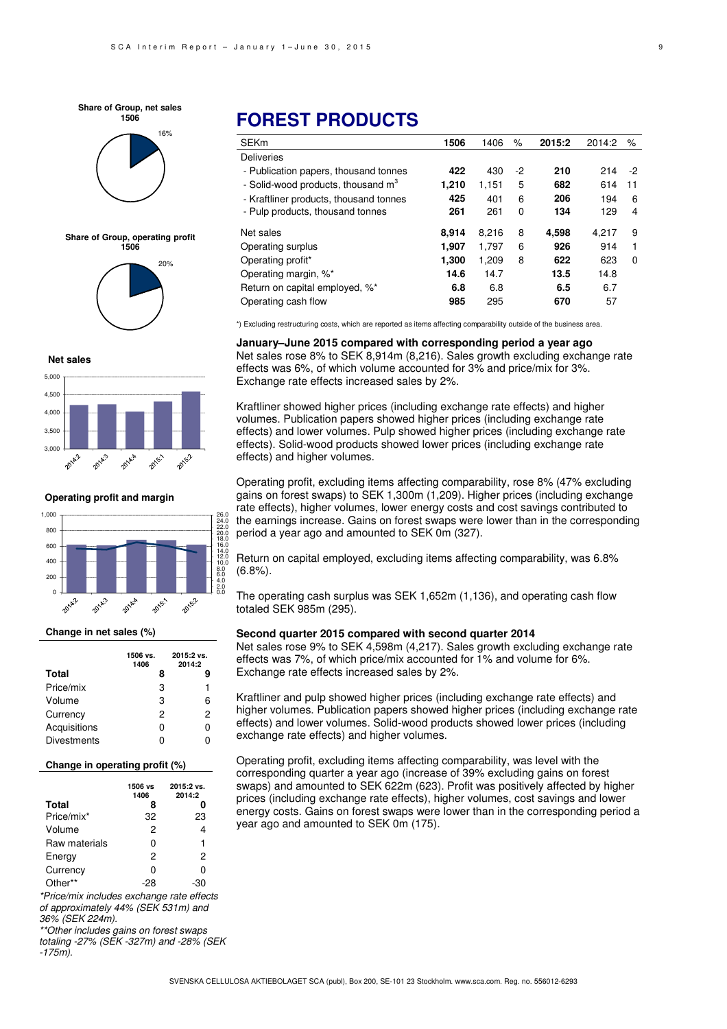## FOREST PRODUCTS

| SEKm | 1506 | 1406 | % | 2015:2 | 2014:2 | % |
|---|---|---|---|---|---|---|
| Deliveries | | | | | | |
| - Publication papers, thousand tonnes | **422** | 430 | -2 | **210** | 214 | -2 |
| - Solid-wood products, thousand $m^3$ | **1,210** | 1,151 | 5 | **682** | 614 | 11 |
| - Kraftliner products, thousand tonnes | **425** | 401 | 6 | **206** | 194 | 6 |
| - Pulp products, thousand tonnes | **261** | 261 | 0 | **134** | 129 | 4 |
| Net sales | **8,914** | 8,216 | 8 | **4,598** | 4,217 | 9 |
| Operating surplus | **1,907** | 1,797 | 6 | **926** | 914 | 1 |
| Operating profit* | **1,300** | 1,209 | 8 | **622** | 623 | 0 |
| Operating margin, %* | **14.6** | 14.7 | | **13.5** | 14.8 | |
| Return on capital employed, %* | **6.8** | 6.8 | | **6.5** | 6.7 | |
| Operating cash flow | **985** | 295 | | **670** | 57 | |

*) Excluding restructuring costs, which are reported as items affecting comparability outside of the business area.

Share of Group, net sales 1506: 16%

Share of Group, operating profit 1506: 20%

**Change in net sales (%)**

| | 1506 vs. 1406 | 2015:2 vs. 2014:2 |
|---|---|---|
| **Total** | **8** | **9** |
| Price/mix | 3 | 1 |
| Volume | 3 | 6 |
| Currency | 2 | 2 |
| Acquisitions | 0 | 0 |
| Divestments | 0 | 0 |

**Change in operating profit (%)**

| | 1506 vs 1406 | 2015:2 vs. 2014:2 |
|---|---|---|
| **Total** | **8** | **0** |
| Price/mix* | 32 | 23 |
| Volume | 2 | 4 |
| Raw materials | 0 | 1 |
| Energy | 2 | 2 |
| Currency | 0 | 0 |
| Other** | -28 | -30 |

*\*Price/mix includes exchange rate effects of approximately 44% (SEK 531m) and 36% (SEK 224m).*

*\*\*Other includes gains on forest swaps totaling -27% (SEK -327m) and -28% (SEK -175m).*

### January–June 2015 compared with corresponding period a year ago

Net sales rose 8% to SEK 8,914m (8,216). Sales growth excluding exchange rate effects was 6%, of which volume accounted for 3% and price/mix for 3%. Exchange rate effects increased sales by 2%.

Kraftliner showed higher prices (including exchange rate effects) and higher volumes. Publication papers showed higher prices (including exchange rate effects) and lower volumes. Pulp showed higher prices (including exchange rate effects). Solid-wood products showed lower prices (including exchange rate effects) and higher volumes.

Operating profit, excluding items affecting comparability, rose 8% (47% excluding gains on forest swaps) to SEK 1,300m (1,209). Higher prices (including exchange rate effects), higher volumes, lower energy costs and cost savings contributed to the earnings increase. Gains on forest swaps were lower than in the corresponding period a year ago and amounted to SEK 0m (327).

Return on capital employed, excluding items affecting comparability, was 6.8% (6.8%).

The operating cash surplus was SEK 1,652m (1,136), and operating cash flow totaled SEK 985m (295).

### Second quarter 2015 compared with second quarter 2014

Net sales rose 9% to SEK 4,598m (4,217). Sales growth excluding exchange rate effects was 7%, of which price/mix accounted for 1% and volume for 6%. Exchange rate effects increased sales by 2%.

Kraftliner and pulp showed higher prices (including exchange rate effects) and higher volumes. Publication papers showed higher prices (including exchange rate effects) and lower volumes. Solid-wood products showed lower prices (including exchange rate effects) and higher volumes.

Operating profit, excluding items affecting comparability, was level with the corresponding quarter a year ago (increase of 39% excluding gains on forest swaps) and amounted to SEK 622m (623). Profit was positively affected by higher prices (including exchange rate effects), higher volumes, cost savings and lower energy costs. Gains on forest swaps were lower than in the corresponding period a year ago and amounted to SEK 0m (175).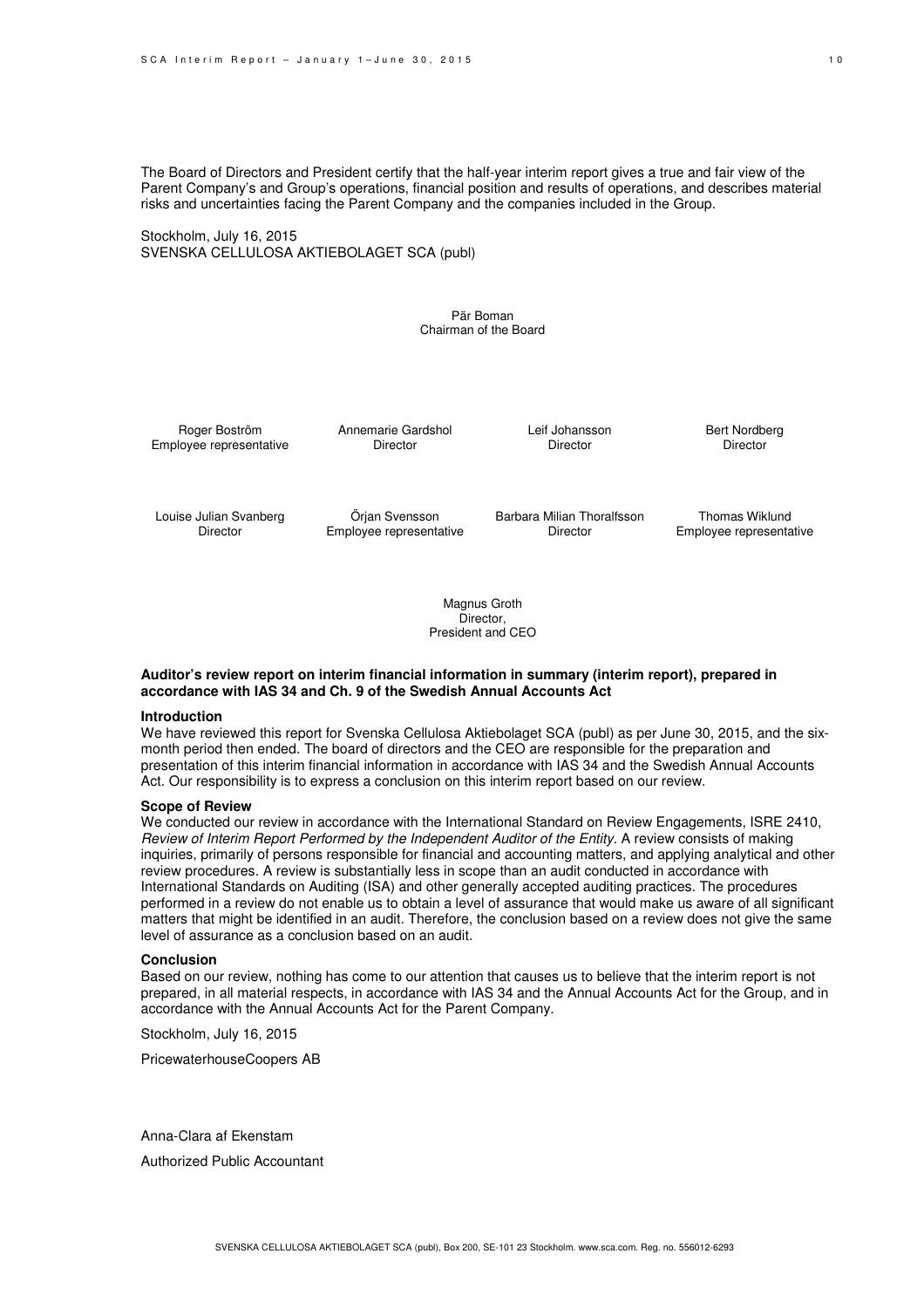The Board of Directors and President certify that the half-year interim report gives a true and fair view of the Parent Company's and Group's operations, financial position and results of operations, and describes material risks and uncertainties facing the Parent Company and the companies included in the Group.

Stockholm, July 16, 2015
SVENSKA CELLULOSA AKTIEBOLAGET SCA (publ)

Pär Boman
Chairman of the Board

Roger Boström
Employee representative

Annemarie Gardshol
Director

Leif Johansson
Director

Bert Nordberg
Director

Louise Julian Svanberg
Director

Örjan Svensson
Employee representative

Barbara Milian Thoralfsson
Director

Thomas Wiklund
Employee representative

Magnus Groth
Director,
President and CEO

**Auditor's review report on interim financial information in summary (interim report), prepared in accordance with IAS 34 and Ch. 9 of the Swedish Annual Accounts Act**

**Introduction**

We have reviewed this report for Svenska Cellulosa Aktiebolaget SCA (publ) as per June 30, 2015, and the six-month period then ended. The board of directors and the CEO are responsible for the preparation and presentation of this interim financial information in accordance with IAS 34 and the Swedish Annual Accounts Act. Our responsibility is to express a conclusion on this interim report based on our review.

**Scope of Review**

We conducted our review in accordance with the International Standard on Review Engagements, ISRE 2410, *Review of Interim Report Performed by the Independent Auditor of the Entity*. A review consists of making inquiries, primarily of persons responsible for financial and accounting matters, and applying analytical and other review procedures. A review is substantially less in scope than an audit conducted in accordance with International Standards on Auditing (ISA) and other generally accepted auditing practices. The procedures performed in a review do not enable us to obtain a level of assurance that would make us aware of all significant matters that might be identified in an audit. Therefore, the conclusion based on a review does not give the same level of assurance as a conclusion based on an audit.

**Conclusion**

Based on our review, nothing has come to our attention that causes us to believe that the interim report is not prepared, in all material respects, in accordance with IAS 34 and the Annual Accounts Act for the Group, and in accordance with the Annual Accounts Act for the Parent Company.

Stockholm, July 16, 2015

PricewaterhouseCoopers AB

Anna-Clara af Ekenstam

Authorized Public Accountant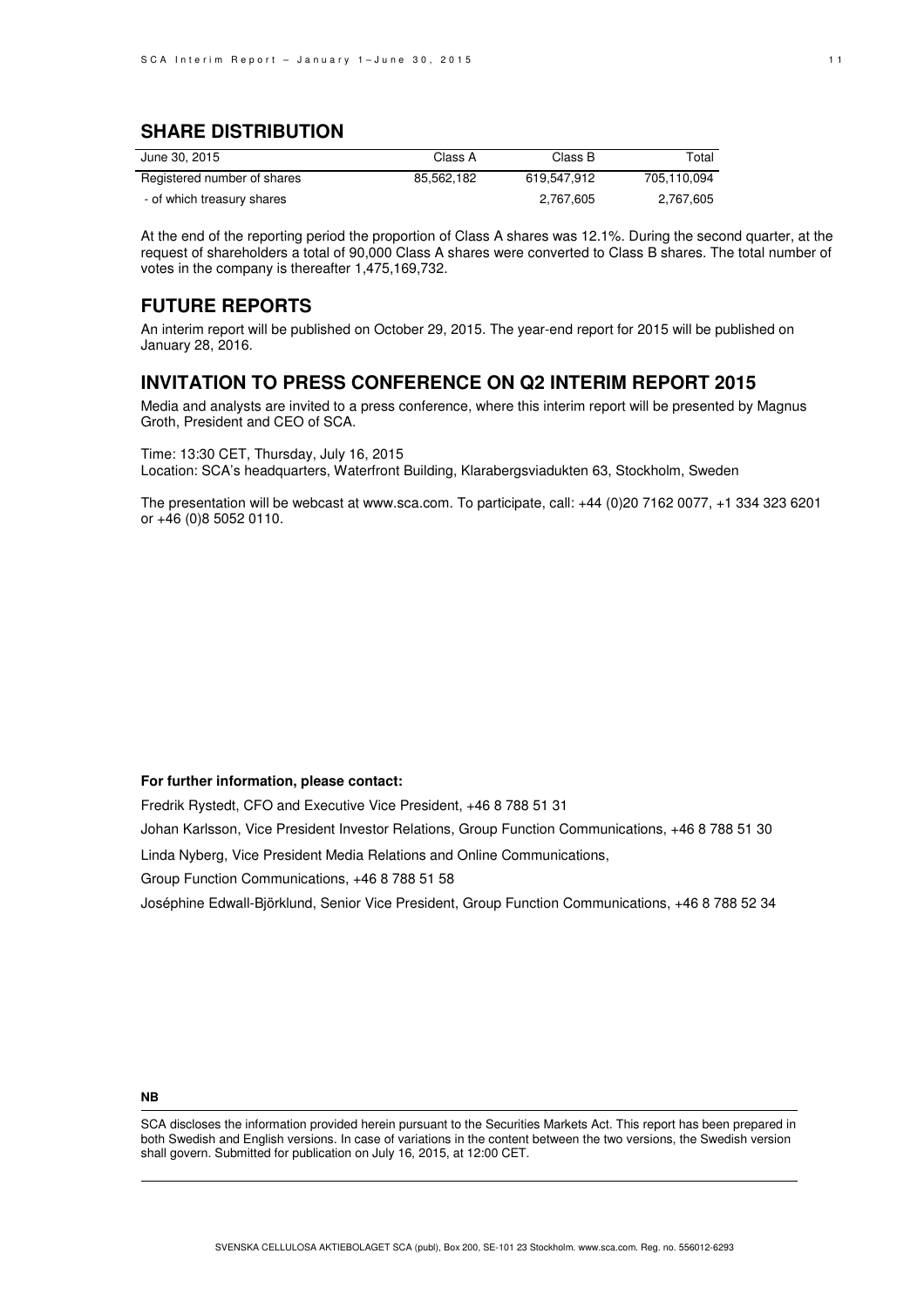## SHARE DISTRIBUTION

| June 30, 2015 | Class A | Class B | Total |
|---|---|---|---|
| Registered number of shares | 85,562,182 | 619,547,912 | 705,110,094 |
| - of which treasury shares | | 2,767,605 | 2,767,605 |

At the end of the reporting period the proportion of Class A shares was 12.1%. During the second quarter, at the request of shareholders a total of 90,000 Class A shares were converted to Class B shares. The total number of votes in the company is thereafter 1,475,169,732.

## FUTURE REPORTS

An interim report will be published on October 29, 2015. The year-end report for 2015 will be published on January 28, 2016.

## INVITATION TO PRESS CONFERENCE ON Q2 INTERIM REPORT 2015

Media and analysts are invited to a press conference, where this interim report will be presented by Magnus Groth, President and CEO of SCA.

Time: 13:30 CET, Thursday, July 16, 2015
Location: SCA's headquarters, Waterfront Building, Klarabergsviadukten 63, Stockholm, Sweden

The presentation will be webcast at www.sca.com. To participate, call: +44 (0)20 7162 0077, +1 334 323 6201 or +46 (0)8 5052 0110.

**For further information, please contact:**

Fredrik Rystedt, CFO and Executive Vice President, +46 8 788 51 31

Johan Karlsson, Vice President Investor Relations, Group Function Communications, +46 8 788 51 30

Linda Nyberg, Vice President Media Relations and Online Communications,

Group Function Communications, +46 8 788 51 58

Joséphine Edwall-Björklund, Senior Vice President, Group Function Communications, +46 8 788 52 34

**NB**

SCA discloses the information provided herein pursuant to the Securities Markets Act. This report has been prepared in both Swedish and English versions. In case of variations in the content between the two versions, the Swedish version shall govern. Submitted for publication on July 16, 2015, at 12:00 CET.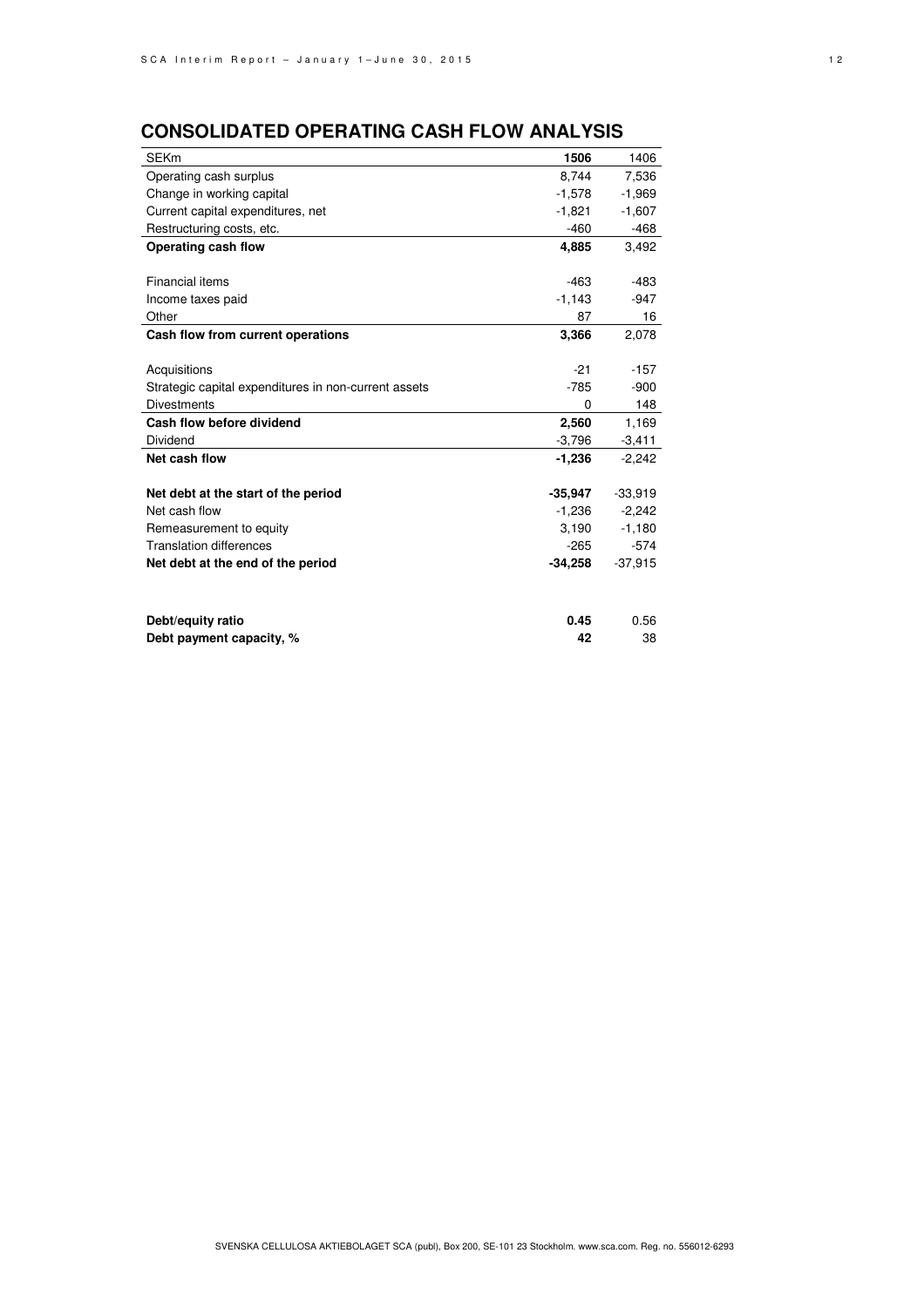## CONSOLIDATED OPERATING CASH FLOW ANALYSIS

| SEKm | **1506** | 1406 |
|---|---|---|
| Operating cash surplus | 8,744 | 7,536 |
| Change in working capital | -1,578 | -1,969 |
| Current capital expenditures, net | -1,821 | -1,607 |
| Restructuring costs, etc. | -460 | -468 |
| **Operating cash flow** | **4,885** | 3,492 |
| | | |
| Financial items | -463 | -483 |
| Income taxes paid | -1,143 | -947 |
| Other | 87 | 16 |
| **Cash flow from current operations** | **3,366** | 2,078 |
| | | |
| Acquisitions | -21 | -157 |
| Strategic capital expenditures in non-current assets | -785 | -900 |
| Divestments | 0 | 148 |
| **Cash flow before dividend** | **2,560** | 1,169 |
| Dividend | -3,796 | -3,411 |
| **Net cash flow** | **-1,236** | -2,242 |
| | | |
| **Net debt at the start of the period** | **-35,947** | -33,919 |
| Net cash flow | -1,236 | -2,242 |
| Remeasurement to equity | 3,190 | -1,180 |
| Translation differences | -265 | -574 |
| **Net debt at the end of the period** | **-34,258** | -37,915 |
| | | |
| **Debt/equity ratio** | **0.45** | 0.56 |
| **Debt payment capacity, %** | **42** | 38 |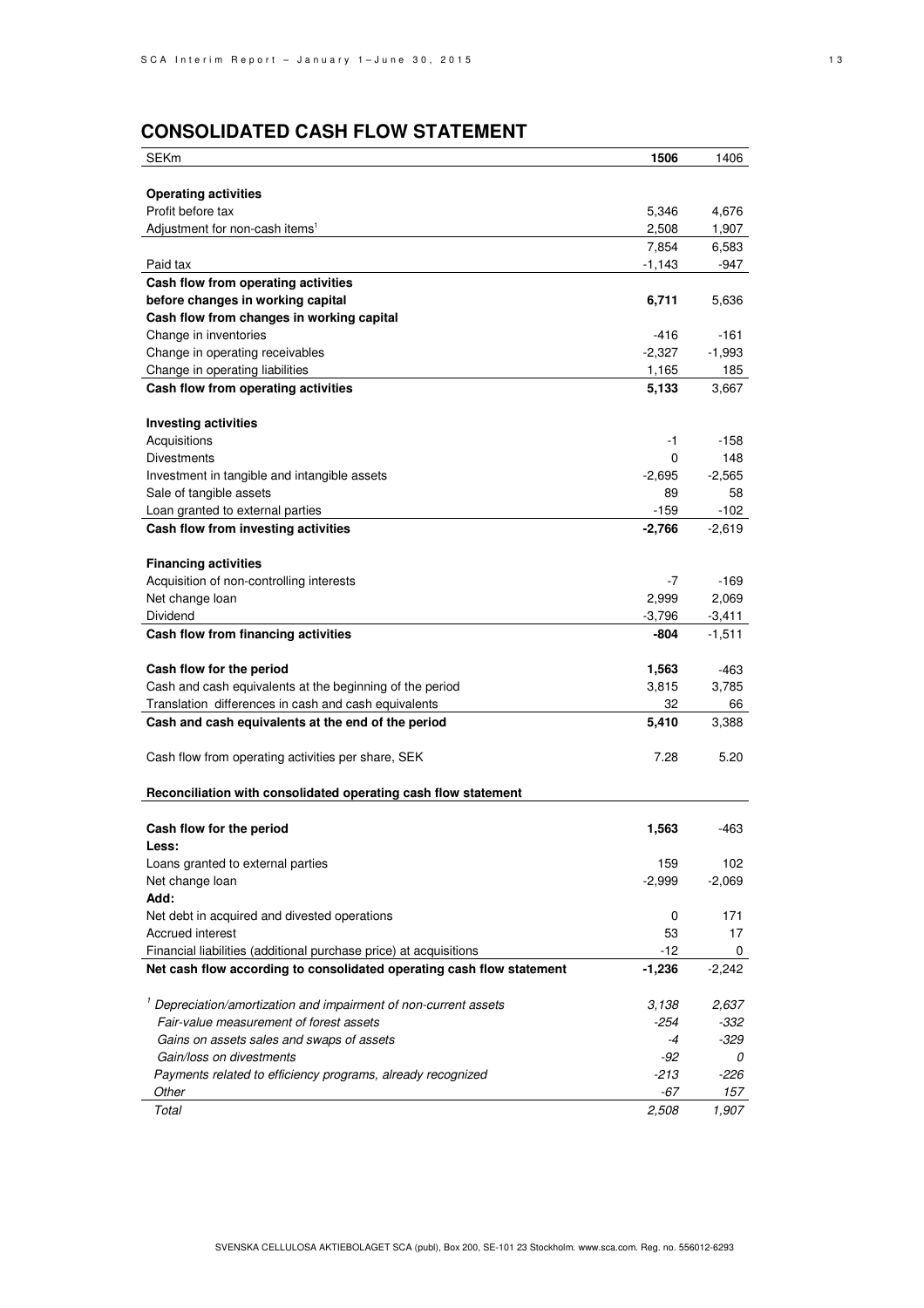## CONSOLIDATED CASH FLOW STATEMENT

| SEKm | **1506** | 1406 |
|---|---|---|
| **Operating activities** | | |
| Profit before tax | 5,346 | 4,676 |
| Adjustment for non-cash items[1] | 2,508 | 1,907 |
| | 7,854 | 6,583 |
| Paid tax | -1,143 | -947 |
| **Cash flow from operating activities before changes in working capital** | **6,711** | 5,636 |
| **Cash flow from changes in working capital** | | |
| Change in inventories | -416 | -161 |
| Change in operating receivables | -2,327 | -1,993 |
| Change in operating liabilities | 1,165 | 185 |
| **Cash flow from operating activities** | **5,133** | 3,667 |
| | | |
| **Investing activities** | | |
| Acquisitions | -1 | -158 |
| Divestments | 0 | 148 |
| Investment in tangible and intangible assets | -2,695 | -2,565 |
| Sale of tangible assets | 89 | 58 |
| Loan granted to external parties | -159 | -102 |
| **Cash flow from investing activities** | **-2,766** | -2,619 |
| | | |
| **Financing activities** | | |
| Acquisition of non-controlling interests | -7 | -169 |
| Net change loan | 2,999 | 2,069 |
| Dividend | -3,796 | -3,411 |
| **Cash flow from financing activities** | **-804** | -1,511 |
| | | |
| **Cash flow for the period** | **1,563** | -463 |
| Cash and cash equivalents at the beginning of the period | 3,815 | 3,785 |
| Translation differences in cash and cash equivalents | 32 | 66 |
| **Cash and cash equivalents at the end of the period** | **5,410** | 3,388 |
| | | |
| Cash flow from operating activities per share, SEK | 7.28 | 5.20 |

**Reconciliation with consolidated operating cash flow statement**

| | | |
|---|---|---|
| **Cash flow for the period** | **1,563** | -463 |
| **Less:** | | |
| Loans granted to external parties | 159 | 102 |
| Net change loan | -2,999 | -2,069 |
| **Add:** | | |
| Net debt in acquired and divested operations | 0 | 171 |
| Accrued interest | 53 | 17 |
| Financial liabilities (additional purchase price) at acquisitions | -12 | 0 |
| **Net cash flow according to consolidated operating cash flow statement** | **-1,236** | -2,242 |

| | | |
|---|---|---|
| *[1] Depreciation/amortization and impairment of non-current assets* | *3,138* | *2,637* |
| *Fair-value measurement of forest assets* | *-254* | *-332* |
| *Gains on assets sales and swaps of assets* | *-4* | *-329* |
| *Gain/loss on divestments* | *-92* | *0* |
| *Payments related to efficiency programs, already recognized* | *-213* | *-226* |
| *Other* | *-67* | *157* |
| *Total* | *2,508* | *1,907* |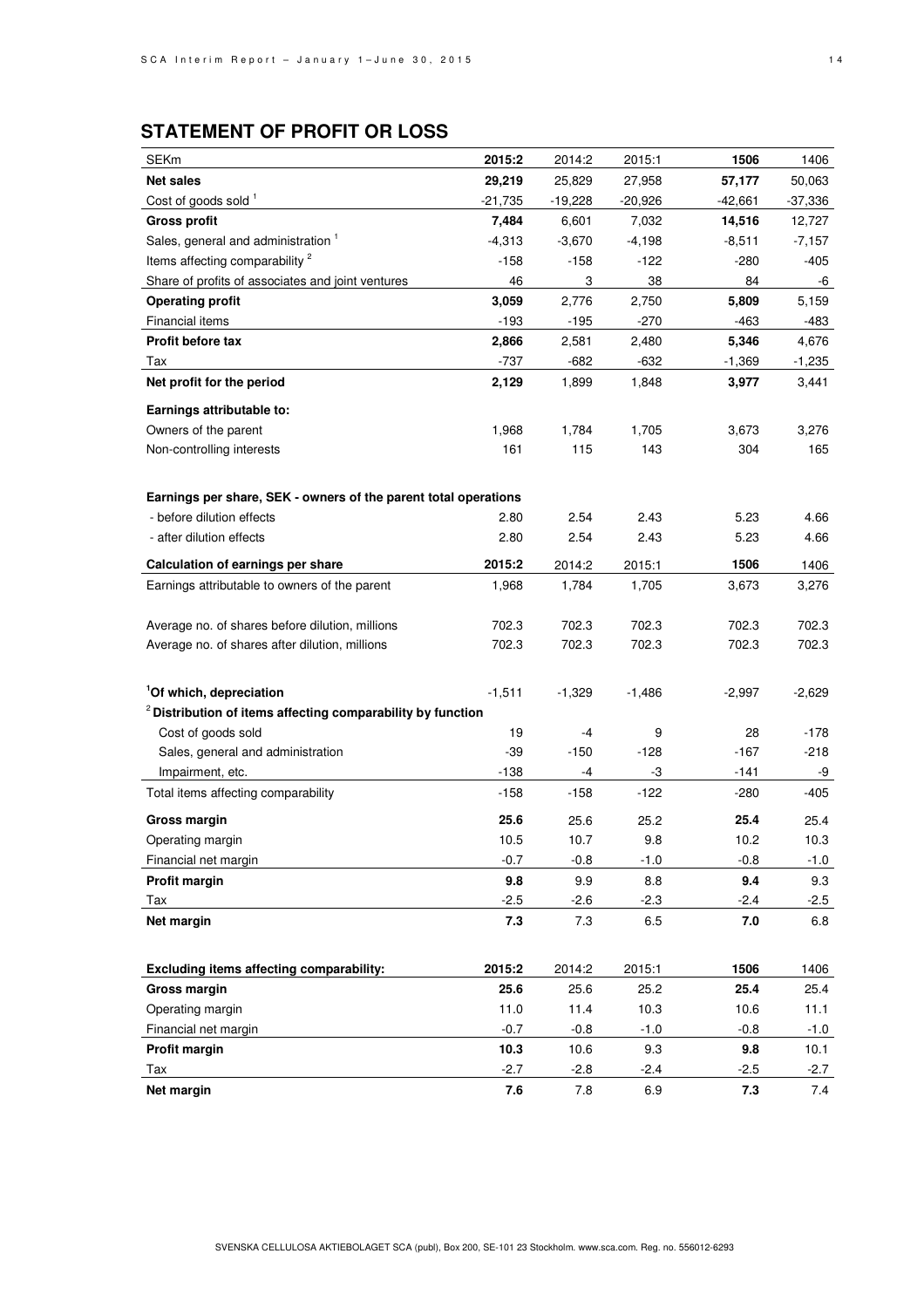## STATEMENT OF PROFIT OR LOSS

| SEKm | **2015:2** | 2014:2 | 2015:1 | **1506** | 1406 |
|---|---|---|---|---|---|
| **Net sales** | **29,219** | 25,829 | 27,958 | **57,177** | 50,063 |
| Cost of goods sold [1] | -21,735 | -19,228 | -20,926 | -42,661 | -37,336 |
| **Gross profit** | **7,484** | 6,601 | 7,032 | **14,516** | 12,727 |
| Sales, general and administration [1] | -4,313 | -3,670 | -4,198 | -8,511 | -7,157 |
| Items affecting comparability [2] | -158 | -158 | -122 | -280 | -405 |
| Share of profits of associates and joint ventures | 46 | 3 | 38 | 84 | -6 |
| **Operating profit** | **3,059** | 2,776 | 2,750 | **5,809** | 5,159 |
| Financial items | -193 | -195 | -270 | -463 | -483 |
| **Profit before tax** | **2,866** | 2,581 | 2,480 | **5,346** | 4,676 |
| Tax | -737 | -682 | -632 | -1,369 | -1,235 |
| **Net profit for the period** | **2,129** | 1,899 | 1,848 | **3,977** | 3,441 |
| **Earnings attributable to:** | | | | | |
| Owners of the parent | 1,968 | 1,784 | 1,705 | 3,673 | 3,276 |
| Non-controlling interests | 161 | 115 | 143 | 304 | 165 |
| | | | | | |
| **Earnings per share, SEK - owners of the parent total operations** | | | | | |
| - before dilution effects | 2.80 | 2.54 | 2.43 | 5.23 | 4.66 |
| - after dilution effects | 2.80 | 2.54 | 2.43 | 5.23 | 4.66 |
| **Calculation of earnings per share** | **2015:2** | 2014:2 | 2015:1 | **1506** | 1406 |
| Earnings attributable to owners of the parent | 1,968 | 1,784 | 1,705 | 3,673 | 3,276 |
| | | | | | |
| Average no. of shares before dilution, millions | 702.3 | 702.3 | 702.3 | 702.3 | 702.3 |
| Average no. of shares after dilution, millions | 702.3 | 702.3 | 702.3 | 702.3 | 702.3 |
| | | | | | |
| [1] **Of which, depreciation** | -1,511 | -1,329 | -1,486 | -2,997 | -2,629 |
| [2] **Distribution of items affecting comparability by function** | | | | | |
| Cost of goods sold | 19 | -4 | 9 | 28 | -178 |
| Sales, general and administration | -39 | -150 | -128 | -167 | -218 |
| Impairment, etc. | -138 | -4 | -3 | -141 | -9 |
| Total items affecting comparability | -158 | -158 | -122 | -280 | -405 |
| **Gross margin** | **25.6** | 25.6 | 25.2 | **25.4** | 25.4 |
| Operating margin | 10.5 | 10.7 | 9.8 | 10.2 | 10.3 |
| Financial net margin | -0.7 | -0.8 | -1.0 | -0.8 | -1.0 |
| **Profit margin** | **9.8** | 9.9 | 8.8 | **9.4** | 9.3 |
| Tax | -2.5 | -2.6 | -2.3 | -2.4 | -2.5 |
| **Net margin** | **7.3** | 7.3 | 6.5 | **7.0** | 6.8 |

| **Excluding items affecting comparability:** | **2015:2** | 2014:2 | 2015:1 | **1506** | 1406 |
|---|---|---|---|---|---|
| **Gross margin** | **25.6** | 25.6 | 25.2 | **25.4** | 25.4 |
| Operating margin | 11.0 | 11.4 | 10.3 | 10.6 | 11.1 |
| Financial net margin | -0.7 | -0.8 | -1.0 | -0.8 | -1.0 |
| **Profit margin** | **10.3** | 10.6 | 9.3 | **9.8** | 10.1 |
| Tax | -2.7 | -2.8 | -2.4 | -2.5 | -2.7 |
| **Net margin** | **7.6** | 7.8 | 6.9 | **7.3** | 7.4 |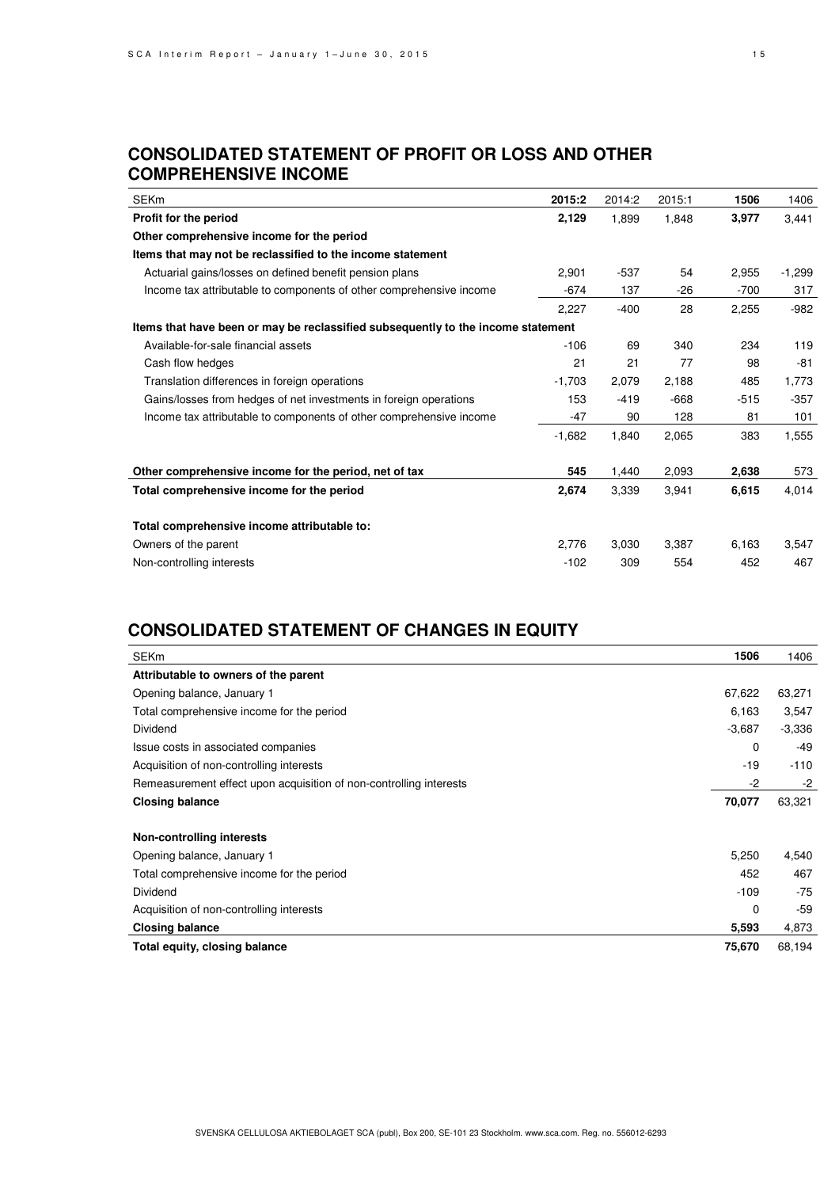## CONSOLIDATED STATEMENT OF PROFIT OR LOSS AND OTHER COMPREHENSIVE INCOME

| SEKm | **2015:2** | 2014:2 | 2015:1 | **1506** | 1406 |
|---|---|---|---|---|---|
| **Profit for the period** | **2,129** | 1,899 | 1,848 | **3,977** | 3,441 |
| **Other comprehensive income for the period** | | | | | |
| **Items that may not be reclassified to the income statement** | | | | | |
| Actuarial gains/losses on defined benefit pension plans | 2,901 | -537 | 54 | 2,955 | -1,299 |
| Income tax attributable to components of other comprehensive income | -674 | 137 | -26 | -700 | 317 |
| | 2,227 | -400 | 28 | 2,255 | -982 |
| **Items that have been or may be reclassified subsequently to the income statement** | | | | | |
| Available-for-sale financial assets | -106 | 69 | 340 | 234 | 119 |
| Cash flow hedges | 21 | 21 | 77 | 98 | -81 |
| Translation differences in foreign operations | -1,703 | 2,079 | 2,188 | 485 | 1,773 |
| Gains/losses from hedges of net investments in foreign operations | 153 | -419 | -668 | -515 | -357 |
| Income tax attributable to components of other comprehensive income | -47 | 90 | 128 | 81 | 101 |
| | -1,682 | 1,840 | 2,065 | 383 | 1,555 |
| **Other comprehensive income for the period, net of tax** | **545** | 1,440 | 2,093 | **2,638** | 573 |
| **Total comprehensive income for the period** | **2,674** | 3,339 | 3,941 | **6,615** | 4,014 |
| **Total comprehensive income attributable to:** | | | | | |
| Owners of the parent | 2,776 | 3,030 | 3,387 | 6,163 | 3,547 |
| Non-controlling interests | -102 | 309 | 554 | 452 | 467 |

## CONSOLIDATED STATEMENT OF CHANGES IN EQUITY

| SEKm | **1506** | 1406 |
|---|---|---|
| **Attributable to owners of the parent** | | |
| Opening balance, January 1 | 67,622 | 63,271 |
| Total comprehensive income for the period | 6,163 | 3,547 |
| Dividend | -3,687 | -3,336 |
| Issue costs in associated companies | 0 | -49 |
| Acquisition of non-controlling interests | -19 | -110 |
| Remeasurement effect upon acquisition of non-controlling interests | -2 | -2 |
| **Closing balance** | **70,077** | 63,321 |
| **Non-controlling interests** | | |
| Opening balance, January 1 | 5,250 | 4,540 |
| Total comprehensive income for the period | 452 | 467 |
| Dividend | -109 | -75 |
| Acquisition of non-controlling interests | 0 | -59 |
| **Closing balance** | **5,593** | 4,873 |
| **Total equity, closing balance** | **75,670** | 68,194 |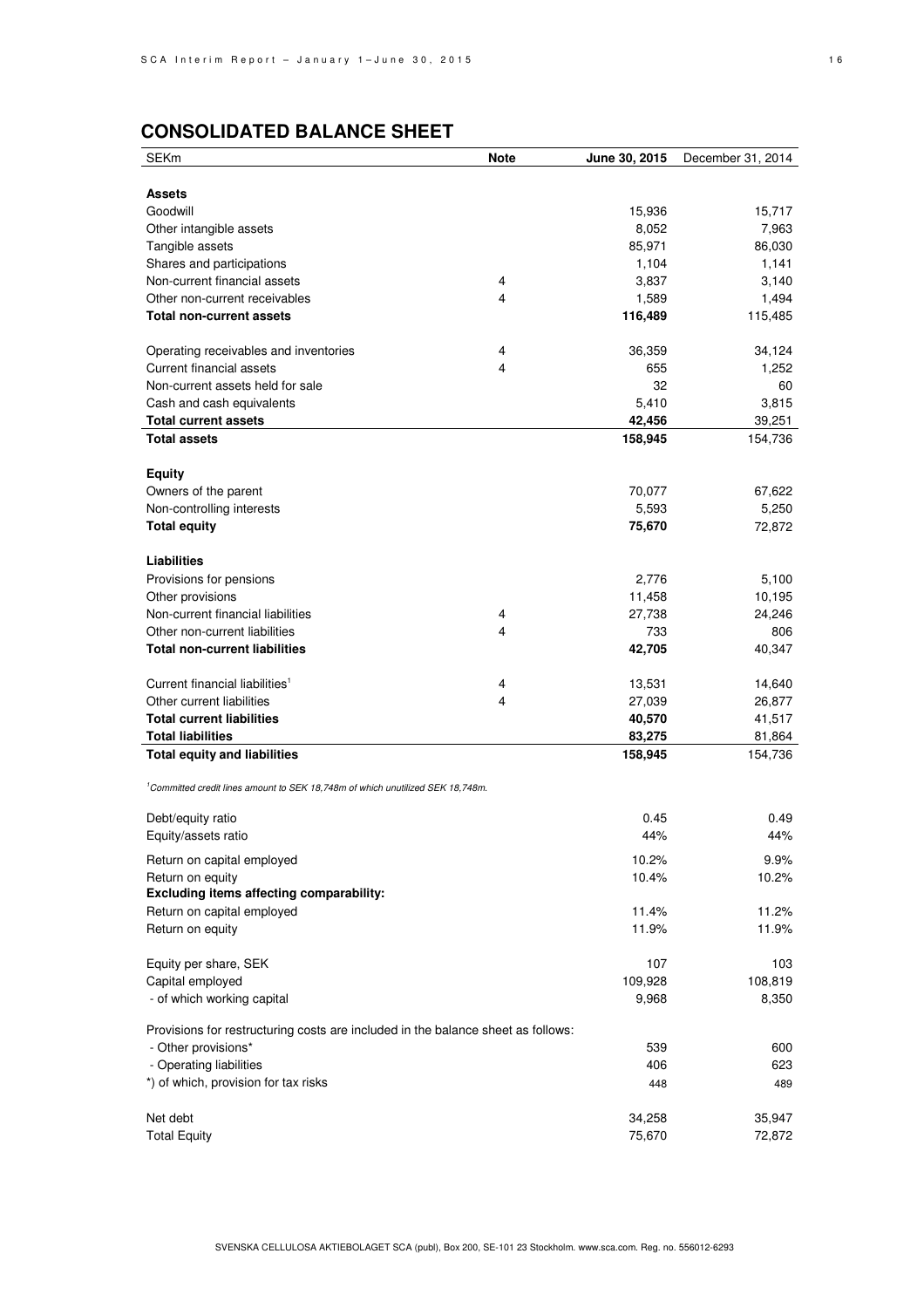## CONSOLIDATED BALANCE SHEET

| SEKm | Note | June 30, 2015 | December 31, 2014 |
|---|---|---|---|
| **Assets** | | | |
| Goodwill | | 15,936 | 15,717 |
| Other intangible assets | | 8,052 | 7,963 |
| Tangible assets | | 85,971 | 86,030 |
| Shares and participations | | 1,104 | 1,141 |
| Non-current financial assets | 4 | 3,837 | 3,140 |
| Other non-current receivables | 4 | 1,589 | 1,494 |
| **Total non-current assets** | | **116,489** | 115,485 |
| | | | |
| Operating receivables and inventories | 4 | 36,359 | 34,124 |
| Current financial assets | 4 | 655 | 1,252 |
| Non-current assets held for sale | | 32 | 60 |
| Cash and cash equivalents | | 5,410 | 3,815 |
| **Total current assets** | | **42,456** | 39,251 |
| **Total assets** | | **158,945** | 154,736 |
| | | | |
| **Equity** | | | |
| Owners of the parent | | 70,077 | 67,622 |
| Non-controlling interests | | 5,593 | 5,250 |
| **Total equity** | | **75,670** | 72,872 |
| | | | |
| **Liabilities** | | | |
| Provisions for pensions | | 2,776 | 5,100 |
| Other provisions | | 11,458 | 10,195 |
| Non-current financial liabilities | 4 | 27,738 | 24,246 |
| Other non-current liabilities | 4 | 733 | 806 |
| **Total non-current liabilities** | | **42,705** | 40,347 |
| | | | |
| Current financial liabilities[1] | 4 | 13,531 | 14,640 |
| Other current liabilities | 4 | 27,039 | 26,877 |
| **Total current liabilities** | | **40,570** | 41,517 |
| **Total liabilities** | | **83,275** | 81,864 |
| **Total equity and liabilities** | | **158,945** | 154,736 |

*[1]Committed credit lines amount to SEK 18,748m of which unutilized SEK 18,748m.*

| | | June 30, 2015 | December 31, 2014 |
|---|---|---|---|
| Debt/equity ratio | | 0.45 | 0.49 |
| Equity/assets ratio | | 44% | 44% |
| Return on capital employed | | 10.2% | 9.9% |
| Return on equity | | 10.4% | 10.2% |
| **Excluding items affecting comparability:** | | | |
| Return on capital employed | | 11.4% | 11.2% |
| Return on equity | | 11.9% | 11.9% |
| | | | |
| Equity per share, SEK | | 107 | 103 |
| Capital employed | | 109,928 | 108,819 |
| - of which working capital | | 9,968 | 8,350 |
| | | | |
| Provisions for restructuring costs are included in the balance sheet as follows: | | | |
| - Other provisions* | | 539 | 600 |
| - Operating liabilities | | 406 | 623 |
| *) of which, provision for tax risks | | 448 | 489 |
| | | | |
| Net debt | | 34,258 | 35,947 |
| Total Equity | | 75,670 | 72,872 |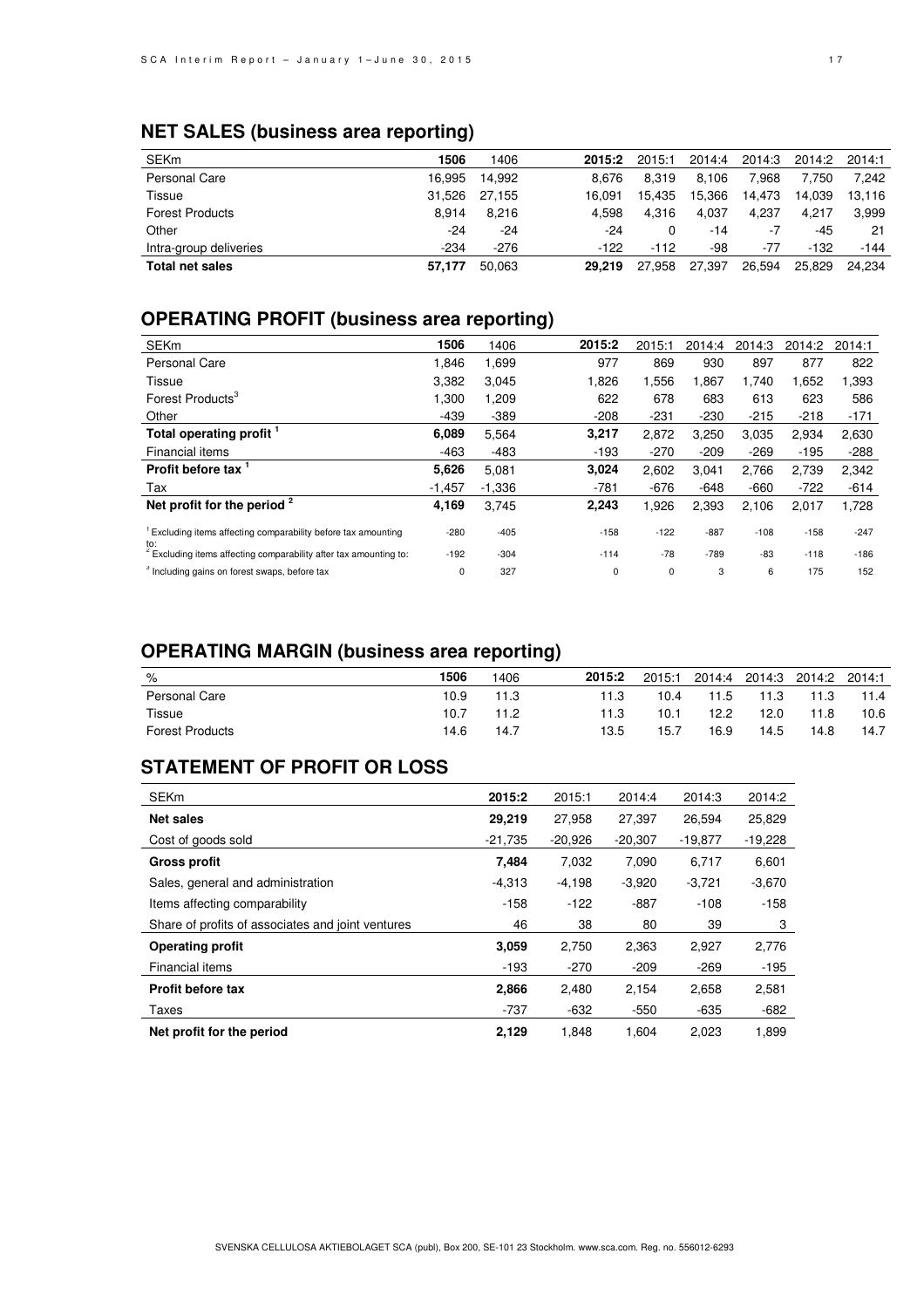## NET SALES (business area reporting)

| SEKm | 1506 | 1406 | 2015:2 | 2015:1 | 2014:4 | 2014:3 | 2014:2 | 2014:1 |
|---|---|---|---|---|---|---|---|---|
| Personal Care | 16,995 | 14,992 | 8,676 | 8,319 | 8,106 | 7,968 | 7,750 | 7,242 |
| Tissue | 31,526 | 27,155 | 16,091 | 15,435 | 15,366 | 14,473 | 14,039 | 13,116 |
| Forest Products | 8,914 | 8,216 | 4,598 | 4,316 | 4,037 | 4,237 | 4,217 | 3,999 |
| Other | -24 | -24 | -24 | 0 | -14 | -7 | -45 | 21 |
| Intra-group deliveries | -234 | -276 | -122 | -112 | -98 | -77 | -132 | -144 |
| **Total net sales** | **57,177** | 50,063 | **29,219** | 27,958 | 27,397 | 26,594 | 25,829 | 24,234 |

## OPERATING PROFIT (business area reporting)

| SEKm | 1506 | 1406 | 2015:2 | 2015:1 | 2014:4 | 2014:3 | 2014:2 | 2014:1 |
|---|---|---|---|---|---|---|---|---|
| Personal Care | 1,846 | 1,699 | 977 | 869 | 930 | 897 | 877 | 822 |
| Tissue | 3,382 | 3,045 | 1,826 | 1,556 | 1,867 | 1,740 | 1,652 | 1,393 |
| Forest Products[3] | 1,300 | 1,209 | 622 | 678 | 683 | 613 | 623 | 586 |
| Other | -439 | -389 | -208 | -231 | -230 | -215 | -218 | -171 |
| **Total operating profit [1]** | **6,089** | 5,564 | **3,217** | 2,872 | 3,250 | 3,035 | 2,934 | 2,630 |
| Financial items | -463 | -483 | -193 | -270 | -209 | -269 | -195 | -288 |
| **Profit before tax [1]** | **5,626** | 5,081 | **3,024** | 2,602 | 3,041 | 2,766 | 2,739 | 2,342 |
| Tax | -1,457 | -1,336 | -781 | -676 | -648 | -660 | -722 | -614 |
| **Net profit for the period [2]** | **4,169** | 3,745 | **2,243** | 1,926 | 2,393 | 2,106 | 2,017 | 1,728 |
| [1] Excluding items affecting comparability before tax amounting to: | -280 | -405 | -158 | -122 | -887 | -108 | -158 | -247 |
| [2] Excluding items affecting comparability after tax amounting to: | -192 | -304 | -114 | -78 | -789 | -83 | -118 | -186 |
| [3] Including gains on forest swaps, before tax | 0 | 327 | 0 | 0 | 3 | 6 | 175 | 152 |

## OPERATING MARGIN (business area reporting)

| % | 1506 | 1406 | 2015:2 | 2015:1 | 2014:4 | 2014:3 | 2014:2 | 2014:1 |
|---|---|---|---|---|---|---|---|---|
| Personal Care | 10.9 | 11.3 | 11.3 | 10.4 | 11.5 | 11.3 | 11.3 | 11.4 |
| Tissue | 10.7 | 11.2 | 11.3 | 10.1 | 12.2 | 12.0 | 11.8 | 10.6 |
| Forest Products | 14.6 | 14.7 | 13.5 | 15.7 | 16.9 | 14.5 | 14.8 | 14.7 |

## STATEMENT OF PROFIT OR LOSS

| SEKm | 2015:2 | 2015:1 | 2014:4 | 2014:3 | 2014:2 |
|---|---|---|---|---|---|
| **Net sales** | **29,219** | 27,958 | 27,397 | 26,594 | 25,829 |
| Cost of goods sold | -21,735 | -20,926 | -20,307 | -19,877 | -19,228 |
| **Gross profit** | **7,484** | 7,032 | 7,090 | 6,717 | 6,601 |
| Sales, general and administration | -4,313 | -4,198 | -3,920 | -3,721 | -3,670 |
| Items affecting comparability | -158 | -122 | -887 | -108 | -158 |
| Share of profits of associates and joint ventures | 46 | 38 | 80 | 39 | 3 |
| **Operating profit** | **3,059** | 2,750 | 2,363 | 2,927 | 2,776 |
| Financial items | -193 | -270 | -209 | -269 | -195 |
| **Profit before tax** | **2,866** | 2,480 | 2,154 | 2,658 | 2,581 |
| Taxes | -737 | -632 | -550 | -635 | -682 |
| **Net profit for the period** | **2,129** | 1,848 | 1,604 | 2,023 | 1,899 |

SVENSKA CELLULOSA AKTIEBOLAGET SCA (publ), Box 200, SE-101 23 Stockholm. www.sca.com. Reg. no. 556012-6293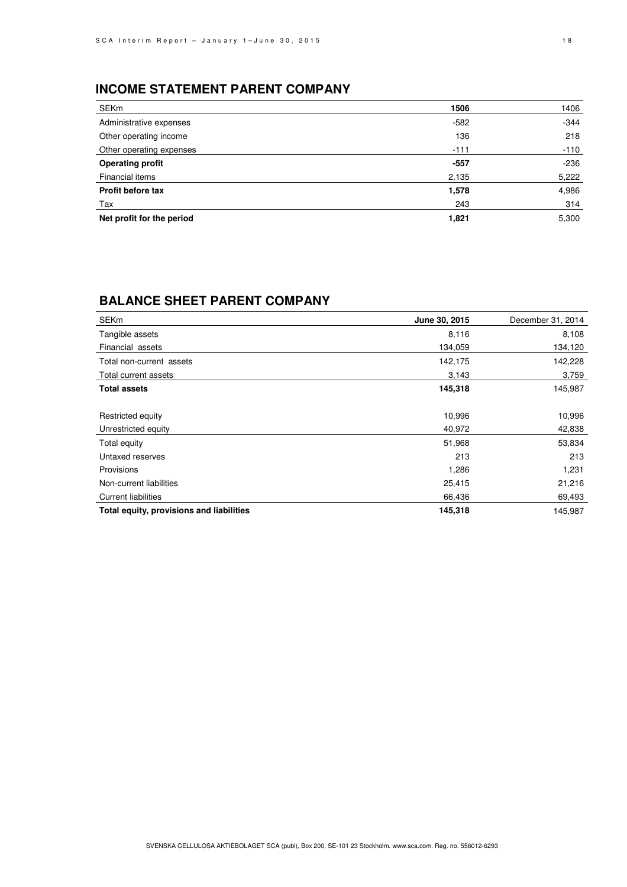## INCOME STATEMENT PARENT COMPANY

| SEKm | **1506** | 1406 |
|---|---|---|
| Administrative expenses | -582 | -344 |
| Other operating income | 136 | 218 |
| Other operating expenses | -111 | -110 |
| **Operating profit** | **-557** | -236 |
| Financial items | 2,135 | 5,222 |
| **Profit before tax** | **1,578** | 4,986 |
| Tax | 243 | 314 |
| **Net profit for the period** | **1,821** | 5,300 |

## BALANCE SHEET PARENT COMPANY

| SEKm | **June 30, 2015** | December 31, 2014 |
|---|---|---|
| Tangible assets | 8,116 | 8,108 |
| Financial assets | 134,059 | 134,120 |
| Total non-current assets | 142,175 | 142,228 |
| Total current assets | 3,143 | 3,759 |
| **Total assets** | **145,318** | 145,987 |
| | | |
| Restricted equity | 10,996 | 10,996 |
| Unrestricted equity | 40,972 | 42,838 |
| Total equity | 51,968 | 53,834 |
| Untaxed reserves | 213 | 213 |
| Provisions | 1,286 | 1,231 |
| Non-current liabilities | 25,415 | 21,216 |
| Current liabilities | 66,436 | 69,493 |
| **Total equity, provisions and liabilities** | **145,318** | 145,987 |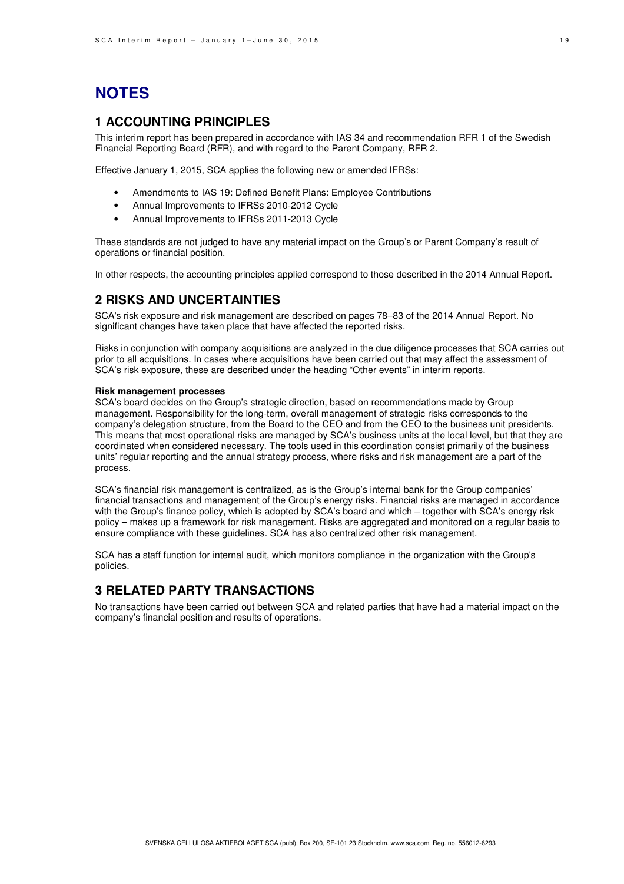# NOTES

## 1 ACCOUNTING PRINCIPLES

This interim report has been prepared in accordance with IAS 34 and recommendation RFR 1 of the Swedish Financial Reporting Board (RFR), and with regard to the Parent Company, RFR 2.

Effective January 1, 2015, SCA applies the following new or amended IFRSs:

- Amendments to IAS 19: Defined Benefit Plans: Employee Contributions
- Annual Improvements to IFRSs 2010-2012 Cycle
- Annual Improvements to IFRSs 2011-2013 Cycle

These standards are not judged to have any material impact on the Group's or Parent Company's result of operations or financial position.

In other respects, the accounting principles applied correspond to those described in the 2014 Annual Report.

## 2 RISKS AND UNCERTAINTIES

SCA's risk exposure and risk management are described on pages 78–83 of the 2014 Annual Report. No significant changes have taken place that have affected the reported risks.

Risks in conjunction with company acquisitions are analyzed in the due diligence processes that SCA carries out prior to all acquisitions. In cases where acquisitions have been carried out that may affect the assessment of SCA's risk exposure, these are described under the heading "Other events" in interim reports.

**Risk management processes**

SCA's board decides on the Group's strategic direction, based on recommendations made by Group management. Responsibility for the long-term, overall management of strategic risks corresponds to the company's delegation structure, from the Board to the CEO and from the CEO to the business unit presidents. This means that most operational risks are managed by SCA's business units at the local level, but that they are coordinated when considered necessary. The tools used in this coordination consist primarily of the business units' regular reporting and the annual strategy process, where risks and risk management are a part of the process.

SCA's financial risk management is centralized, as is the Group's internal bank for the Group companies' financial transactions and management of the Group's energy risks. Financial risks are managed in accordance with the Group's finance policy, which is adopted by SCA's board and which – together with SCA's energy risk policy – makes up a framework for risk management. Risks are aggregated and monitored on a regular basis to ensure compliance with these guidelines. SCA has also centralized other risk management.

SCA has a staff function for internal audit, which monitors compliance in the organization with the Group's policies.

## 3 RELATED PARTY TRANSACTIONS

No transactions have been carried out between SCA and related parties that have had a material impact on the company's financial position and results of operations.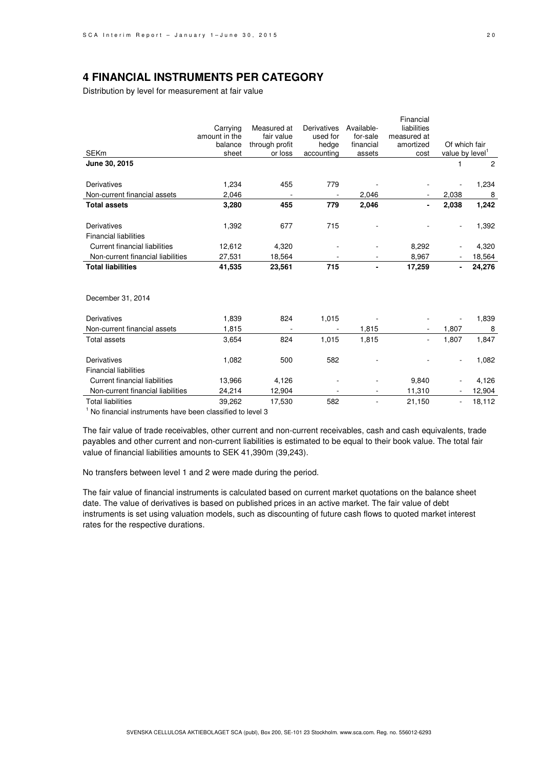## 4 FINANCIAL INSTRUMENTS PER CATEGORY

Distribution by level for measurement at fair value

| SEKm | Carrying amount in the balance sheet | Measured at fair value through profit or loss | Derivatives used for hedge accounting | Available-for-sale financial assets | Financial liabilities measured at amortized cost | Of which fair value by level[1] | |
|---|---|---|---|---|---|---|---|
| **June 30, 2015** | | | | | | 1 | 2 |
| Derivatives | 1,234 | 455 | 779 | - | - | - | 1,234 |
| Non-current financial assets | 2,046 | - | - | 2,046 | - | 2,038 | 8 |
| **Total assets** | **3,280** | **455** | **779** | **2,046** | **-** | **2,038** | **1,242** |
| Derivatives | 1,392 | 677 | 715 | - | - | - | 1,392 |
| Financial liabilities | | | | | | | |
| Current financial liabilities | 12,612 | 4,320 | - | - | 8,292 | - | 4,320 |
| Non-current financial liabilities | 27,531 | 18,564 | - | - | 8,967 | - | 18,564 |
| **Total liabilities** | **41,535** | **23,561** | **715** | **-** | **17,259** | **-** | **24,276** |
| December 31, 2014 | | | | | | | |
| Derivatives | 1,839 | 824 | 1,015 | - | - | - | 1,839 |
| Non-current financial assets | 1,815 | - | - | 1,815 | - | 1,807 | 8 |
| Total assets | 3,654 | 824 | 1,015 | 1,815 | - | 1,807 | 1,847 |
| Derivatives | 1,082 | 500 | 582 | - | - | - | 1,082 |
| Financial liabilities | | | | | | | |
| Current financial liabilities | 13,966 | 4,126 | - | - | 9,840 | - | 4,126 |
| Non-current financial liabilities | 24,214 | 12,904 | - | - | 11,310 | - | 12,904 |
| Total liabilities | 39,262 | 17,530 | 582 | - | 21,150 | - | 18,112 |

[1] No financial instruments have been classified to level 3

The fair value of trade receivables, other current and non-current receivables, cash and cash equivalents, trade payables and other current and non-current liabilities is estimated to be equal to their book value. The total fair value of financial liabilities amounts to SEK 41,390m (39,243).

No transfers between level 1 and 2 were made during the period.

The fair value of financial instruments is calculated based on current market quotations on the balance sheet date. The value of derivatives is based on published prices in an active market. The fair value of debt instruments is set using valuation models, such as discounting of future cash flows to quoted market interest rates for the respective durations.